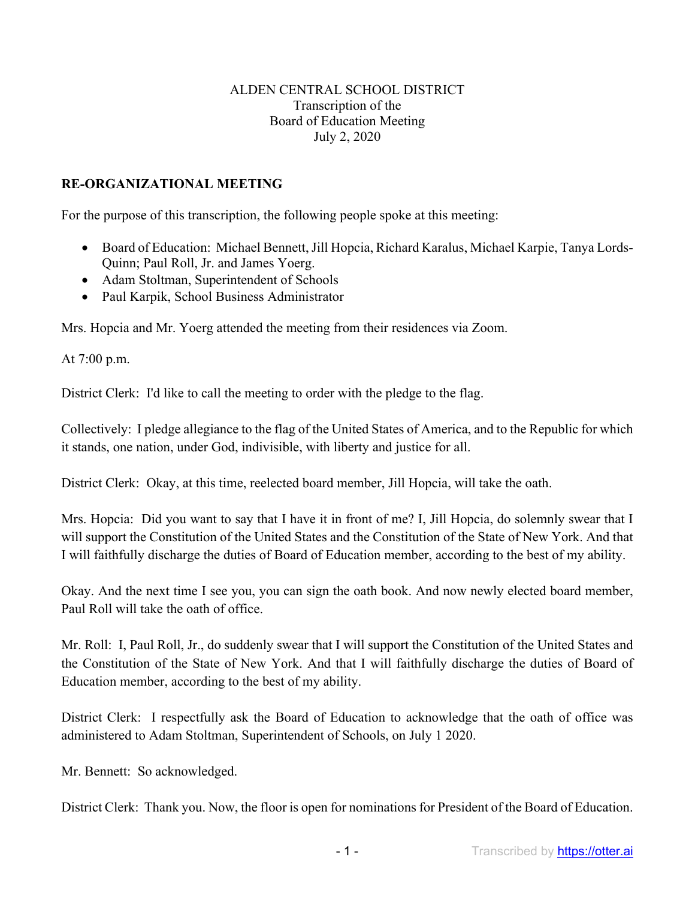ALDEN CENTRAL SCHOOL DISTRICT
Transcription of the
Board of Education Meeting
July 2, 2020

## RE-ORGANIZATIONAL MEETING

For the purpose of this transcription, the following people spoke at this meeting:

- Board of Education: Michael Bennett, Jill Hopcia, Richard Karalus, Michael Karpie, Tanya Lords-Quinn; Paul Roll, Jr. and James Yoerg.
- Adam Stoltman, Superintendent of Schools
- Paul Karpik, School Business Administrator

Mrs. Hopcia and Mr. Yoerg attended the meeting from their residences via Zoom.

At 7:00 p.m.

District Clerk: I'd like to call the meeting to order with the pledge to the flag.

Collectively: I pledge allegiance to the flag of the United States of America, and to the Republic for which it stands, one nation, under God, indivisible, with liberty and justice for all.

District Clerk: Okay, at this time, reelected board member, Jill Hopcia, will take the oath.

Mrs. Hopcia: Did you want to say that I have it in front of me? I, Jill Hopcia, do solemnly swear that I will support the Constitution of the United States and the Constitution of the State of New York. And that I will faithfully discharge the duties of Board of Education member, according to the best of my ability.

Okay. And the next time I see you, you can sign the oath book. And now newly elected board member, Paul Roll will take the oath of office.

Mr. Roll: I, Paul Roll, Jr., do suddenly swear that I will support the Constitution of the United States and the Constitution of the State of New York. And that I will faithfully discharge the duties of Board of Education member, according to the best of my ability.

District Clerk: I respectfully ask the Board of Education to acknowledge that the oath of office was administered to Adam Stoltman, Superintendent of Schools, on July 1 2020.

Mr. Bennett: So acknowledged.

District Clerk: Thank you. Now, the floor is open for nominations for President of the Board of Education.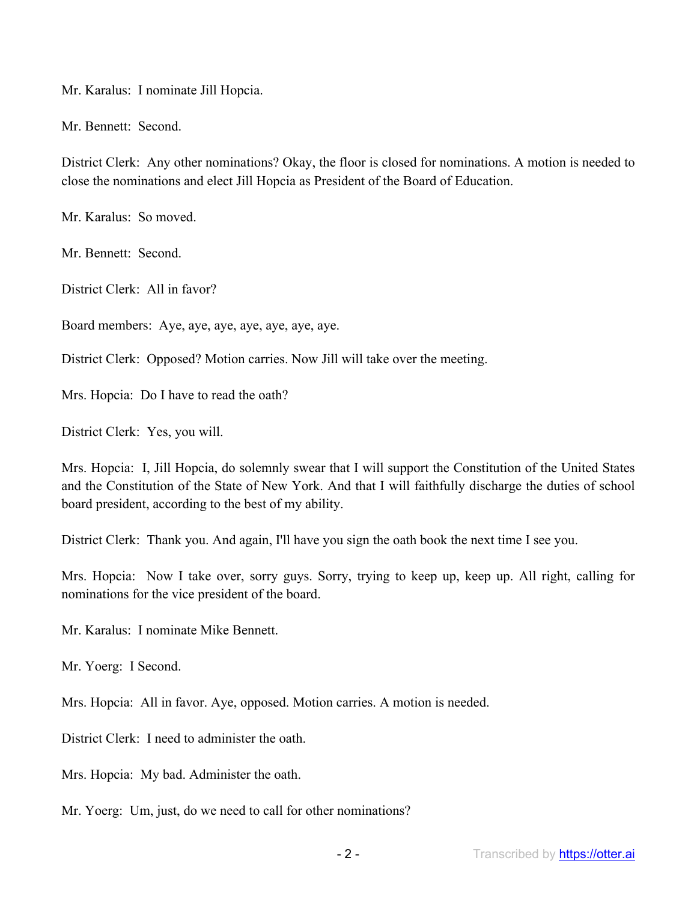Mr. Karalus: I nominate Jill Hopcia.

Mr. Bennett: Second.

District Clerk: Any other nominations? Okay, the floor is closed for nominations. A motion is needed to close the nominations and elect Jill Hopcia as President of the Board of Education.

Mr. Karalus: So moved.

Mr. Bennett: Second.

District Clerk: All in favor?

Board members: Aye, aye, aye, aye, aye, aye, aye.

District Clerk: Opposed? Motion carries. Now Jill will take over the meeting.

Mrs. Hopcia: Do I have to read the oath?

District Clerk: Yes, you will.

Mrs. Hopcia: I, Jill Hopcia, do solemnly swear that I will support the Constitution of the United States and the Constitution of the State of New York. And that I will faithfully discharge the duties of school board president, according to the best of my ability.

District Clerk: Thank you. And again, I'll have you sign the oath book the next time I see you.

Mrs. Hopcia: Now I take over, sorry guys. Sorry, trying to keep up, keep up. All right, calling for nominations for the vice president of the board.

Mr. Karalus: I nominate Mike Bennett.

Mr. Yoerg: I Second.

Mrs. Hopcia: All in favor. Aye, opposed. Motion carries. A motion is needed.

District Clerk: I need to administer the oath.

Mrs. Hopcia: My bad. Administer the oath.

Mr. Yoerg: Um, just, do we need to call for other nominations?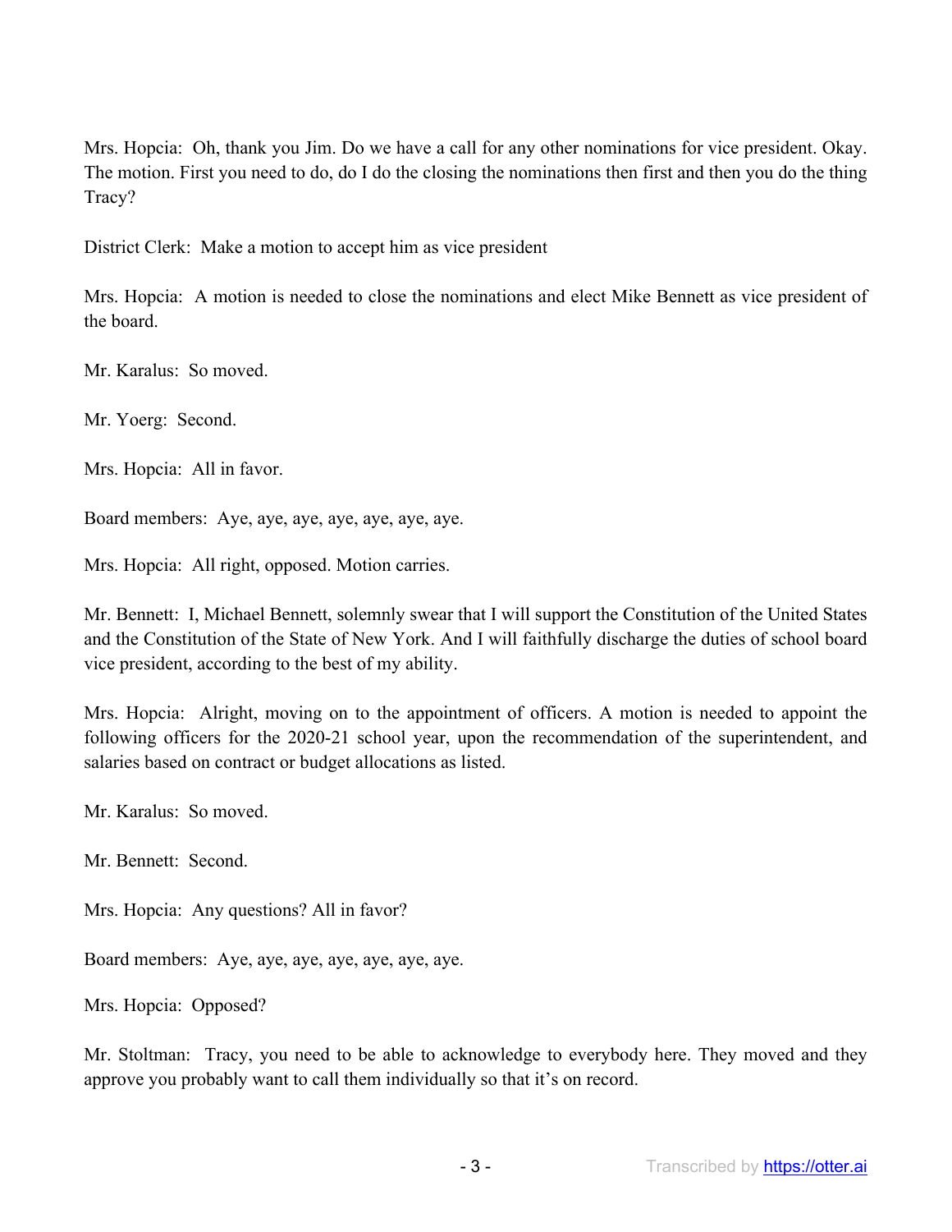Mrs. Hopcia: Oh, thank you Jim. Do we have a call for any other nominations for vice president. Okay. The motion. First you need to do, do I do the closing the nominations then first and then you do the thing Tracy?

District Clerk: Make a motion to accept him as vice president

Mrs. Hopcia: A motion is needed to close the nominations and elect Mike Bennett as vice president of the board.

Mr. Karalus: So moved.

Mr. Yoerg: Second.

Mrs. Hopcia: All in favor.

Board members: Aye, aye, aye, aye, aye, aye, aye.

Mrs. Hopcia: All right, opposed. Motion carries.

Mr. Bennett: I, Michael Bennett, solemnly swear that I will support the Constitution of the United States and the Constitution of the State of New York. And I will faithfully discharge the duties of school board vice president, according to the best of my ability.

Mrs. Hopcia: Alright, moving on to the appointment of officers. A motion is needed to appoint the following officers for the 2020-21 school year, upon the recommendation of the superintendent, and salaries based on contract or budget allocations as listed.

Mr. Karalus: So moved.

Mr. Bennett: Second.

Mrs. Hopcia: Any questions? All in favor?

Board members: Aye, aye, aye, aye, aye, aye, aye.

Mrs. Hopcia: Opposed?

Mr. Stoltman: Tracy, you need to be able to acknowledge to everybody here. They moved and they approve you probably want to call them individually so that it's on record.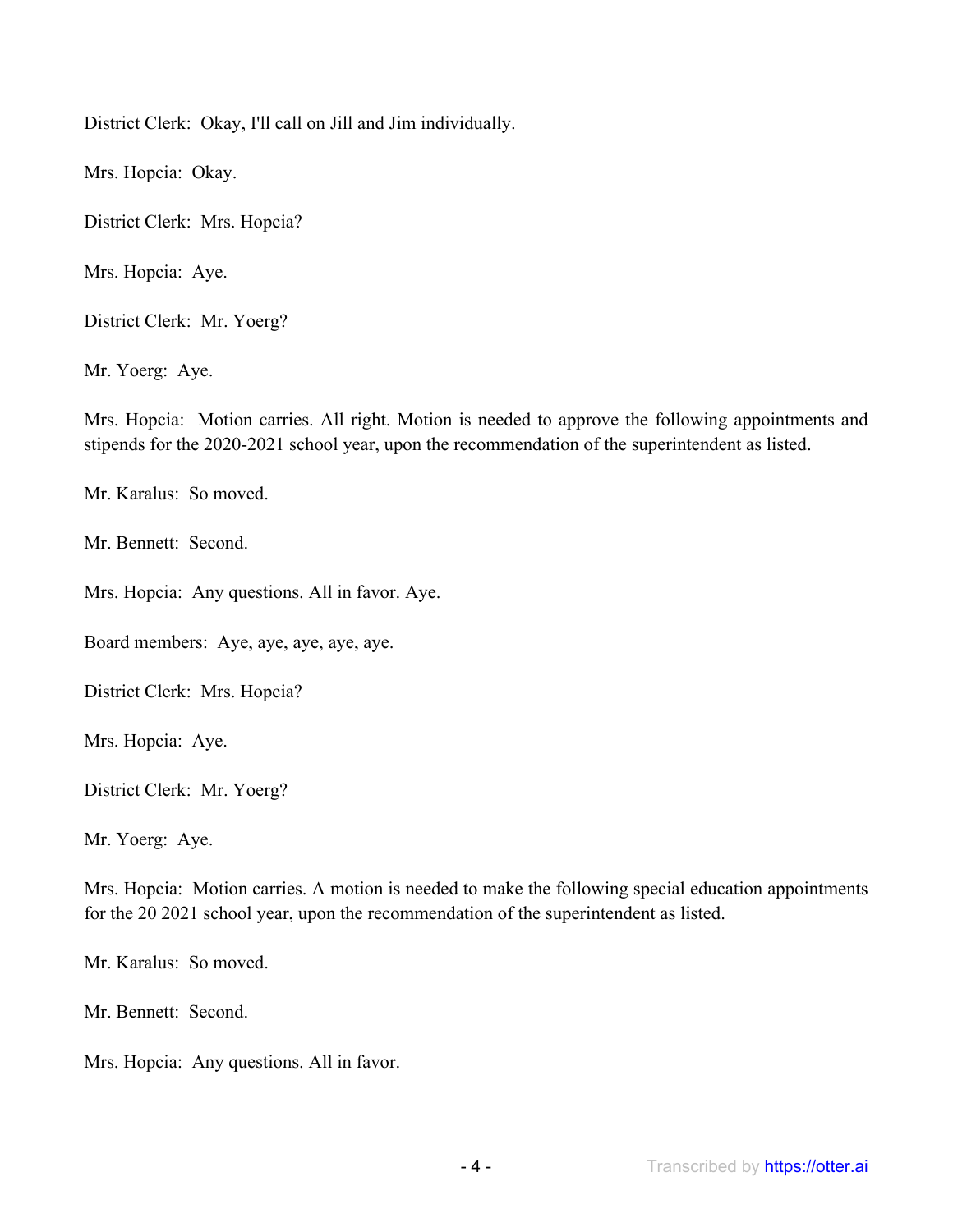District Clerk: Okay, I'll call on Jill and Jim individually.

Mrs. Hopcia: Okay.

District Clerk: Mrs. Hopcia?

Mrs. Hopcia: Aye.

District Clerk: Mr. Yoerg?

Mr. Yoerg: Aye.

Mrs. Hopcia: Motion carries. All right. Motion is needed to approve the following appointments and stipends for the 2020-2021 school year, upon the recommendation of the superintendent as listed.

Mr. Karalus: So moved.

Mr. Bennett: Second.

Mrs. Hopcia: Any questions. All in favor. Aye.

Board members: Aye, aye, aye, aye, aye.

District Clerk: Mrs. Hopcia?

Mrs. Hopcia: Aye.

District Clerk: Mr. Yoerg?

Mr. Yoerg: Aye.

Mrs. Hopcia: Motion carries. A motion is needed to make the following special education appointments for the 20 2021 school year, upon the recommendation of the superintendent as listed.

Mr. Karalus: So moved.

Mr. Bennett: Second.

Mrs. Hopcia: Any questions. All in favor.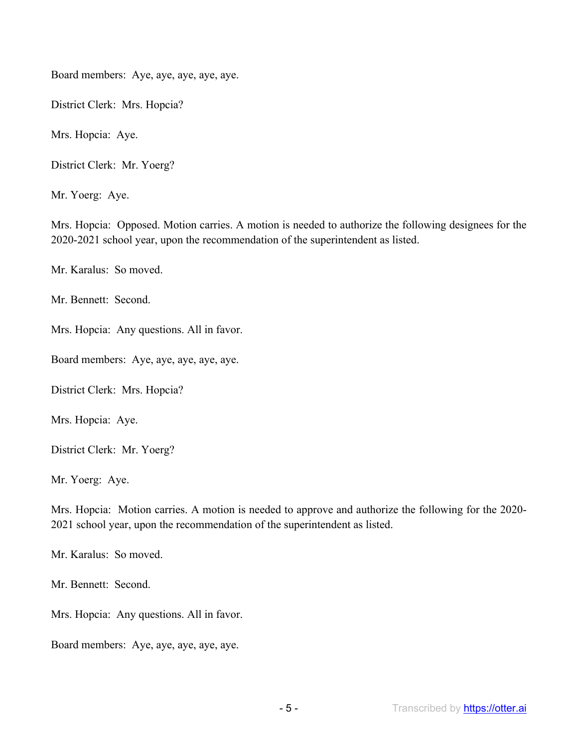Board members: Aye, aye, aye, aye, aye.

District Clerk: Mrs. Hopcia?

Mrs. Hopcia: Aye.

District Clerk: Mr. Yoerg?

Mr. Yoerg: Aye.

Mrs. Hopcia: Opposed. Motion carries. A motion is needed to authorize the following designees for the 2020-2021 school year, upon the recommendation of the superintendent as listed.

Mr. Karalus: So moved.

Mr. Bennett: Second.

Mrs. Hopcia: Any questions. All in favor.

Board members: Aye, aye, aye, aye, aye.

District Clerk: Mrs. Hopcia?

Mrs. Hopcia: Aye.

District Clerk: Mr. Yoerg?

Mr. Yoerg: Aye.

Mrs. Hopcia: Motion carries. A motion is needed to approve and authorize the following for the 2020-2021 school year, upon the recommendation of the superintendent as listed.

Mr. Karalus: So moved.

Mr. Bennett: Second.

Mrs. Hopcia: Any questions. All in favor.

Board members: Aye, aye, aye, aye, aye.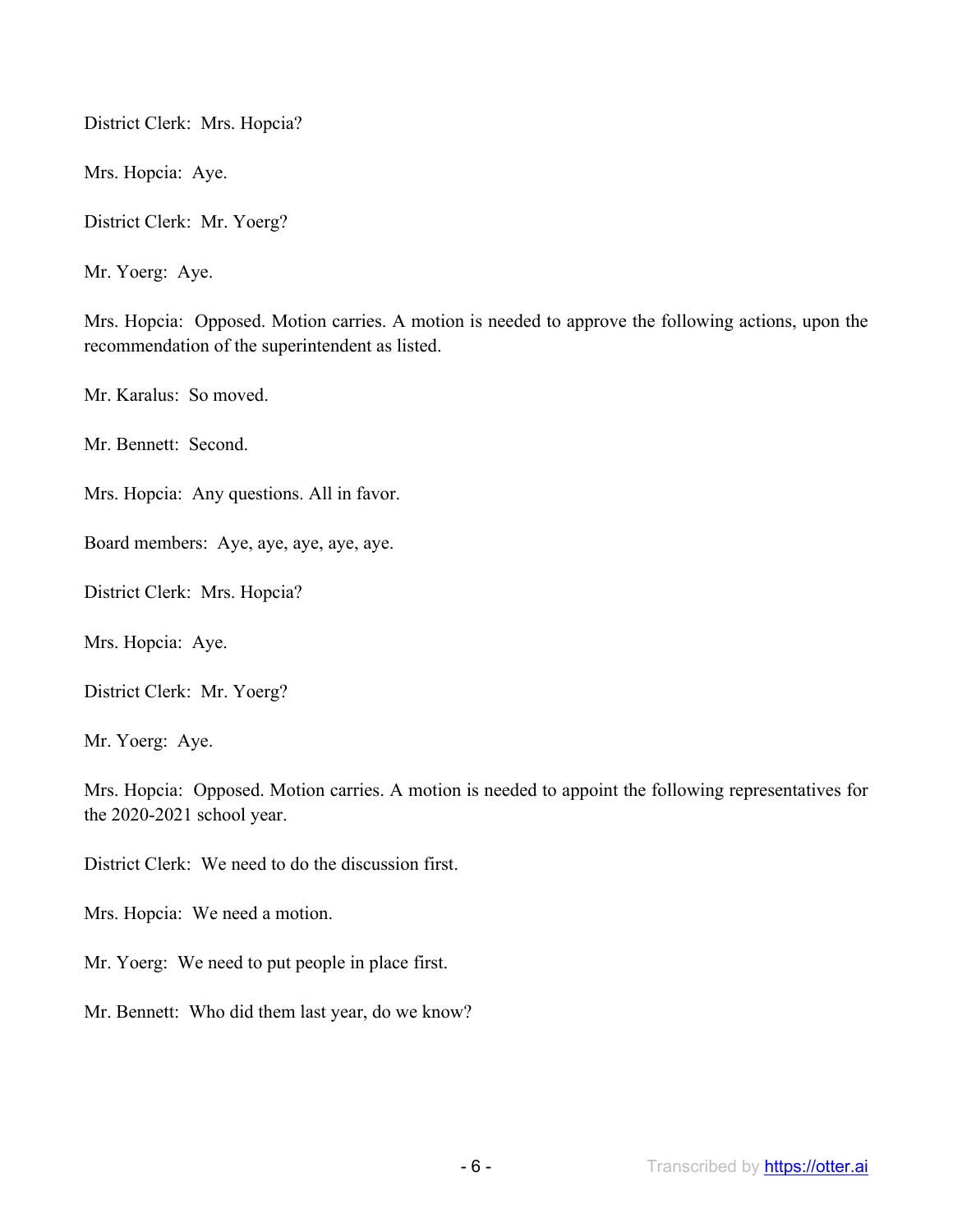District Clerk: Mrs. Hopcia?

Mrs. Hopcia: Aye.

District Clerk: Mr. Yoerg?

Mr. Yoerg: Aye.

Mrs. Hopcia: Opposed. Motion carries. A motion is needed to approve the following actions, upon the recommendation of the superintendent as listed.

Mr. Karalus: So moved.

Mr. Bennett: Second.

Mrs. Hopcia: Any questions. All in favor.

Board members: Aye, aye, aye, aye, aye.

District Clerk: Mrs. Hopcia?

Mrs. Hopcia: Aye.

District Clerk: Mr. Yoerg?

Mr. Yoerg: Aye.

Mrs. Hopcia: Opposed. Motion carries. A motion is needed to appoint the following representatives for the 2020-2021 school year.

District Clerk: We need to do the discussion first.

Mrs. Hopcia: We need a motion.

Mr. Yoerg: We need to put people in place first.

Mr. Bennett: Who did them last year, do we know?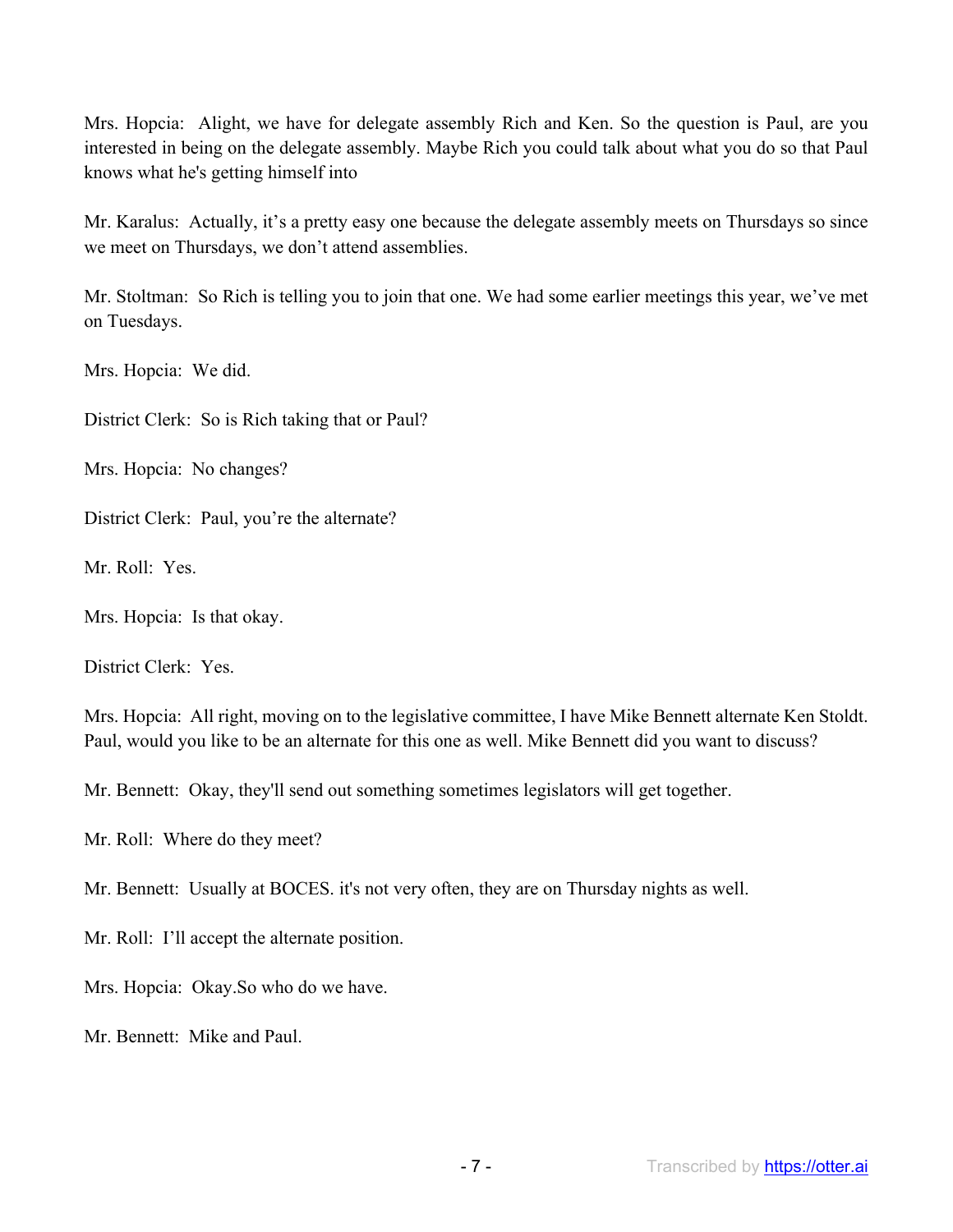Mrs. Hopcia: Alight, we have for delegate assembly Rich and Ken. So the question is Paul, are you interested in being on the delegate assembly. Maybe Rich you could talk about what you do so that Paul knows what he's getting himself into

Mr. Karalus: Actually, it's a pretty easy one because the delegate assembly meets on Thursdays so since we meet on Thursdays, we don't attend assemblies.

Mr. Stoltman: So Rich is telling you to join that one. We had some earlier meetings this year, we've met on Tuesdays.

Mrs. Hopcia: We did.

District Clerk: So is Rich taking that or Paul?

Mrs. Hopcia: No changes?

District Clerk: Paul, you're the alternate?

Mr. Roll: Yes.

Mrs. Hopcia: Is that okay.

District Clerk: Yes.

Mrs. Hopcia: All right, moving on to the legislative committee, I have Mike Bennett alternate Ken Stoldt. Paul, would you like to be an alternate for this one as well. Mike Bennett did you want to discuss?

Mr. Bennett: Okay, they'll send out something sometimes legislators will get together.

Mr. Roll: Where do they meet?

Mr. Bennett: Usually at BOCES. it's not very often, they are on Thursday nights as well.

Mr. Roll: I'll accept the alternate position.

Mrs. Hopcia: Okay.So who do we have.

Mr. Bennett: Mike and Paul.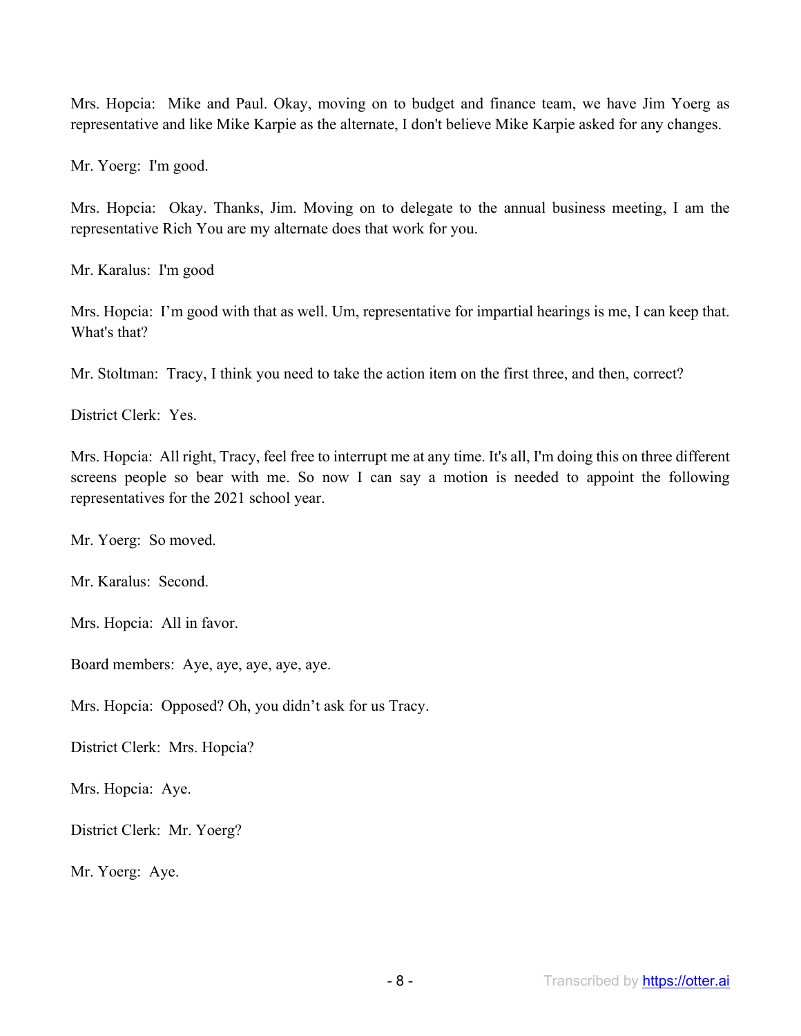Mrs. Hopcia: Mike and Paul. Okay, moving on to budget and finance team, we have Jim Yoerg as representative and like Mike Karpie as the alternate, I don't believe Mike Karpie asked for any changes.

Mr. Yoerg: I'm good.

Mrs. Hopcia: Okay. Thanks, Jim. Moving on to delegate to the annual business meeting, I am the representative Rich You are my alternate does that work for you.

Mr. Karalus: I'm good

Mrs. Hopcia: I'm good with that as well. Um, representative for impartial hearings is me, I can keep that. What's that?

Mr. Stoltman: Tracy, I think you need to take the action item on the first three, and then, correct?

District Clerk: Yes.

Mrs. Hopcia: All right, Tracy, feel free to interrupt me at any time. It's all, I'm doing this on three different screens people so bear with me. So now I can say a motion is needed to appoint the following representatives for the 2021 school year.

Mr. Yoerg: So moved.

Mr. Karalus: Second.

Mrs. Hopcia: All in favor.

Board members: Aye, aye, aye, aye, aye.

Mrs. Hopcia: Opposed? Oh, you didn't ask for us Tracy.

District Clerk: Mrs. Hopcia?

Mrs. Hopcia: Aye.

District Clerk: Mr. Yoerg?

Mr. Yoerg: Aye.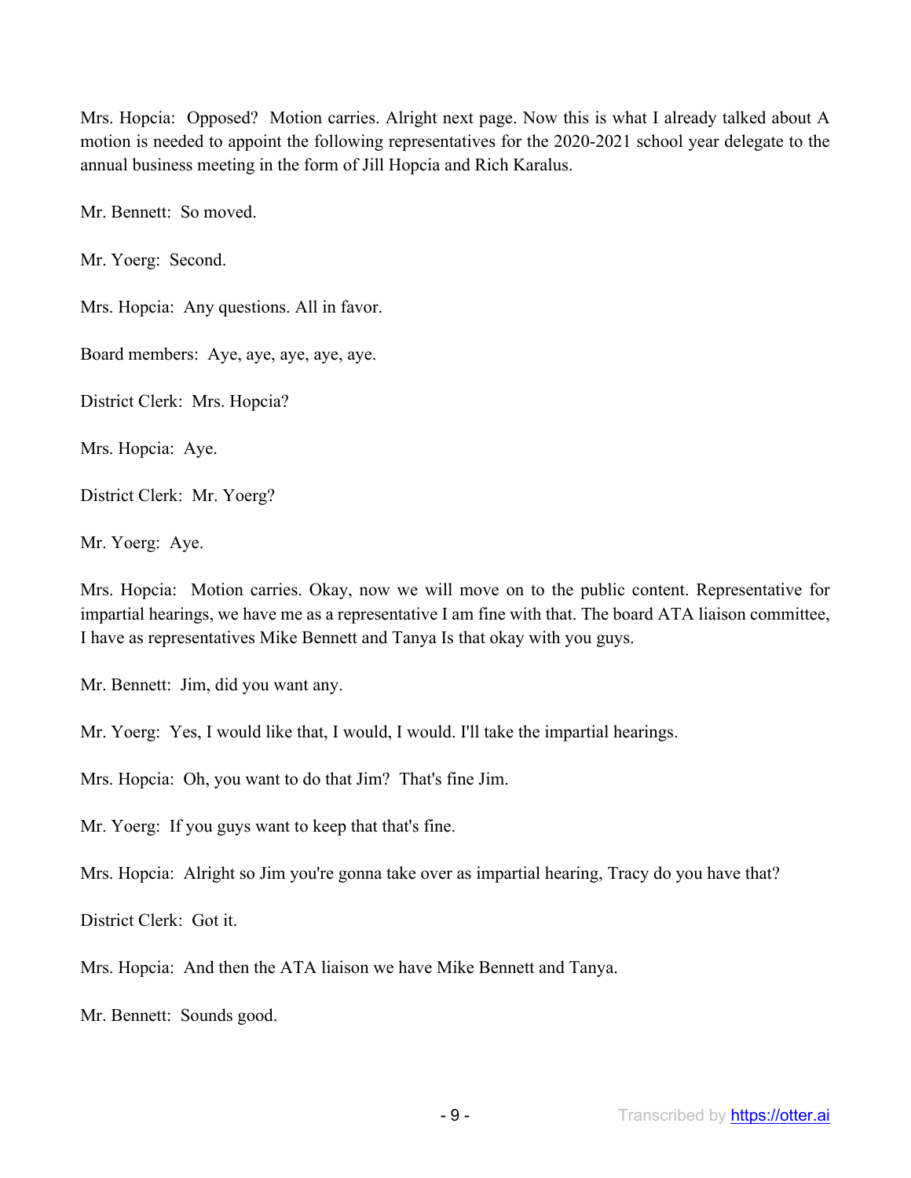Mrs. Hopcia: Opposed? Motion carries. Alright next page. Now this is what I already talked about A motion is needed to appoint the following representatives for the 2020-2021 school year delegate to the annual business meeting in the form of Jill Hopcia and Rich Karalus.

Mr. Bennett: So moved.

Mr. Yoerg: Second.

Mrs. Hopcia: Any questions. All in favor.

Board members: Aye, aye, aye, aye, aye.

District Clerk: Mrs. Hopcia?

Mrs. Hopcia: Aye.

District Clerk: Mr. Yoerg?

Mr. Yoerg: Aye.

Mrs. Hopcia: Motion carries. Okay, now we will move on to the public content. Representative for impartial hearings, we have me as a representative I am fine with that. The board ATA liaison committee, I have as representatives Mike Bennett and Tanya Is that okay with you guys.

Mr. Bennett: Jim, did you want any.

Mr. Yoerg: Yes, I would like that, I would, I would. I'll take the impartial hearings.

Mrs. Hopcia: Oh, you want to do that Jim? That's fine Jim.

Mr. Yoerg: If you guys want to keep that that's fine.

Mrs. Hopcia: Alright so Jim you're gonna take over as impartial hearing, Tracy do you have that?

District Clerk: Got it.

Mrs. Hopcia: And then the ATA liaison we have Mike Bennett and Tanya.

Mr. Bennett: Sounds good.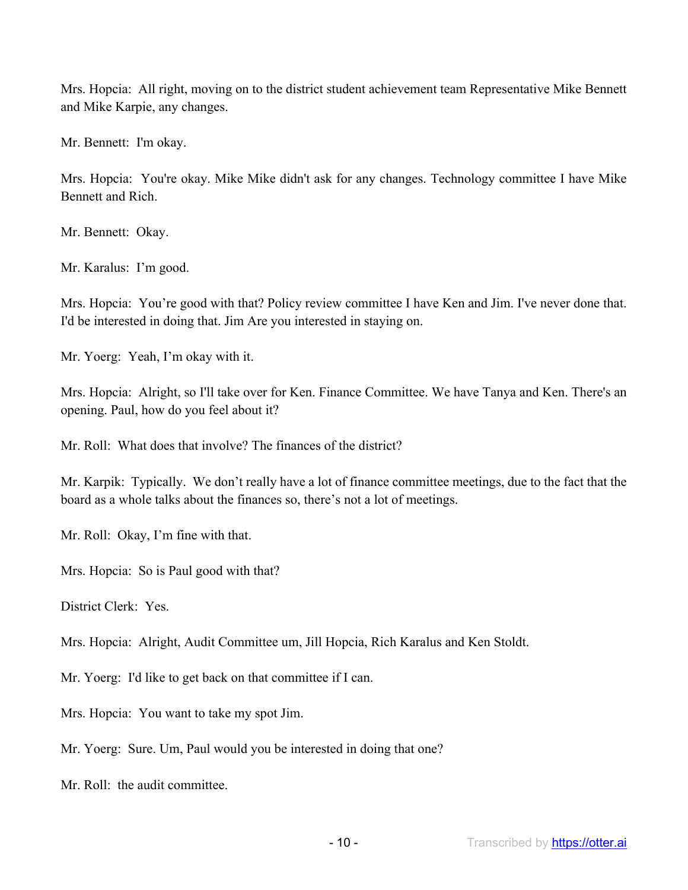Mrs. Hopcia: All right, moving on to the district student achievement team Representative Mike Bennett and Mike Karpie, any changes.

Mr. Bennett: I'm okay.

Mrs. Hopcia: You're okay. Mike Mike didn't ask for any changes. Technology committee I have Mike Bennett and Rich.

Mr. Bennett: Okay.

Mr. Karalus: I'm good.

Mrs. Hopcia: You're good with that? Policy review committee I have Ken and Jim. I've never done that. I'd be interested in doing that. Jim Are you interested in staying on.

Mr. Yoerg: Yeah, I'm okay with it.

Mrs. Hopcia: Alright, so I'll take over for Ken. Finance Committee. We have Tanya and Ken. There's an opening. Paul, how do you feel about it?

Mr. Roll: What does that involve? The finances of the district?

Mr. Karpik: Typically. We don't really have a lot of finance committee meetings, due to the fact that the board as a whole talks about the finances so, there's not a lot of meetings.

Mr. Roll: Okay, I'm fine with that.

Mrs. Hopcia: So is Paul good with that?

District Clerk: Yes.

Mrs. Hopcia: Alright, Audit Committee um, Jill Hopcia, Rich Karalus and Ken Stoldt.

Mr. Yoerg: I'd like to get back on that committee if I can.

Mrs. Hopcia: You want to take my spot Jim.

Mr. Yoerg: Sure. Um, Paul would you be interested in doing that one?

Mr. Roll: the audit committee.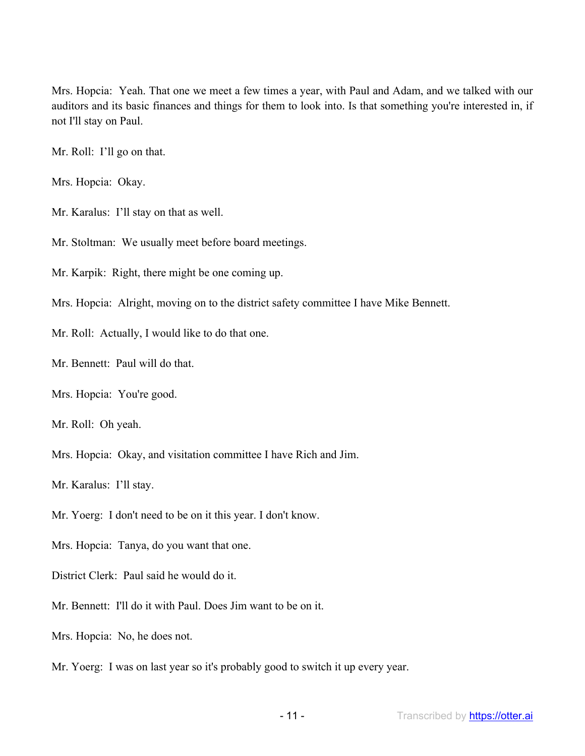Mrs. Hopcia: Yeah. That one we meet a few times a year, with Paul and Adam, and we talked with our auditors and its basic finances and things for them to look into. Is that something you're interested in, if not I'll stay on Paul.

Mr. Roll: I'll go on that.

Mrs. Hopcia: Okay.

Mr. Karalus: I'll stay on that as well.

Mr. Stoltman: We usually meet before board meetings.

Mr. Karpik: Right, there might be one coming up.

Mrs. Hopcia: Alright, moving on to the district safety committee I have Mike Bennett.

Mr. Roll: Actually, I would like to do that one.

Mr. Bennett: Paul will do that.

Mrs. Hopcia: You're good.

Mr. Roll: Oh yeah.

Mrs. Hopcia: Okay, and visitation committee I have Rich and Jim.

Mr. Karalus: I'll stay.

Mr. Yoerg: I don't need to be on it this year. I don't know.

Mrs. Hopcia: Tanya, do you want that one.

District Clerk: Paul said he would do it.

Mr. Bennett: I'll do it with Paul. Does Jim want to be on it.

Mrs. Hopcia: No, he does not.

Mr. Yoerg: I was on last year so it's probably good to switch it up every year.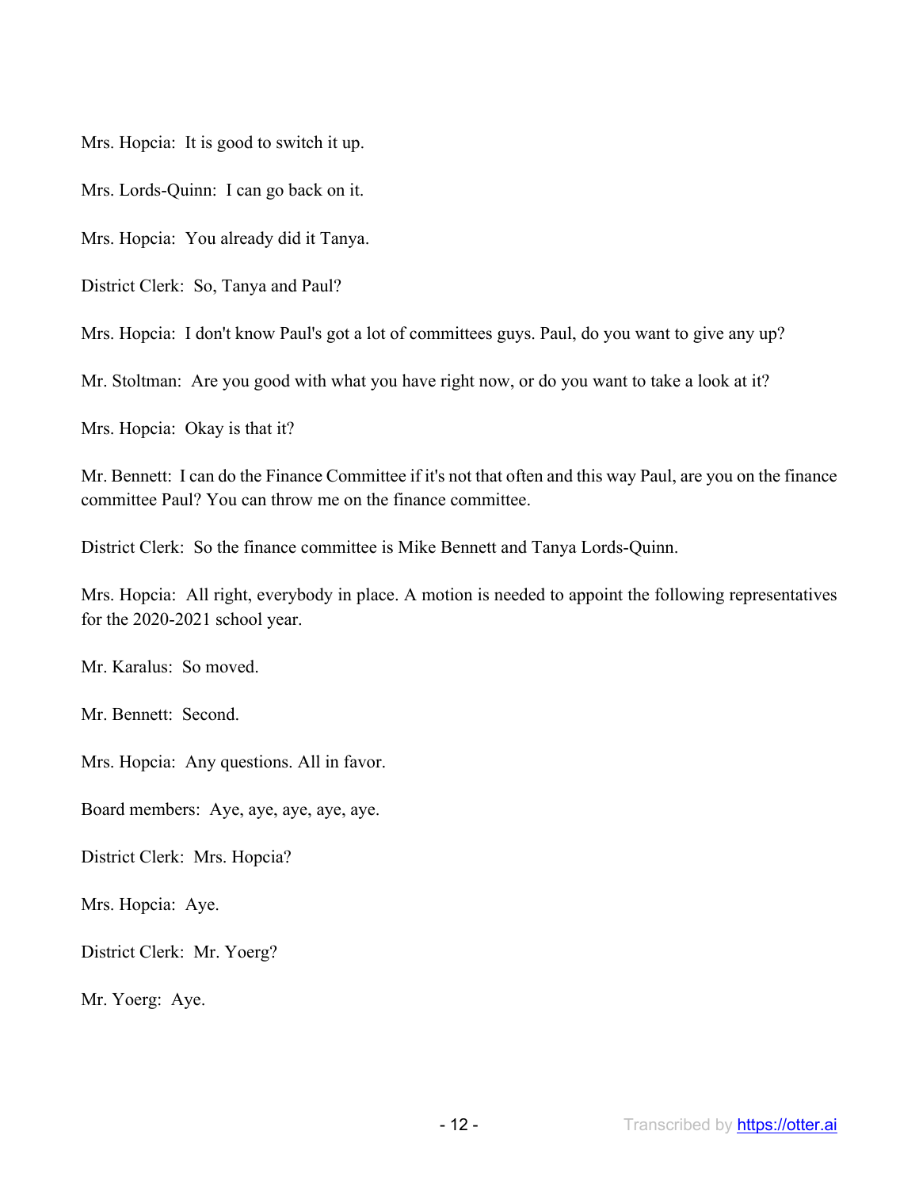Mrs. Hopcia: It is good to switch it up.

Mrs. Lords-Quinn: I can go back on it.

Mrs. Hopcia: You already did it Tanya.

District Clerk: So, Tanya and Paul?

Mrs. Hopcia: I don't know Paul's got a lot of committees guys. Paul, do you want to give any up?

Mr. Stoltman: Are you good with what you have right now, or do you want to take a look at it?

Mrs. Hopcia: Okay is that it?

Mr. Bennett: I can do the Finance Committee if it's not that often and this way Paul, are you on the finance committee Paul? You can throw me on the finance committee.

District Clerk: So the finance committee is Mike Bennett and Tanya Lords-Quinn.

Mrs. Hopcia: All right, everybody in place. A motion is needed to appoint the following representatives for the 2020-2021 school year.

Mr. Karalus: So moved.

Mr. Bennett: Second.

Mrs. Hopcia: Any questions. All in favor.

Board members: Aye, aye, aye, aye, aye.

District Clerk: Mrs. Hopcia?

Mrs. Hopcia: Aye.

District Clerk: Mr. Yoerg?

Mr. Yoerg: Aye.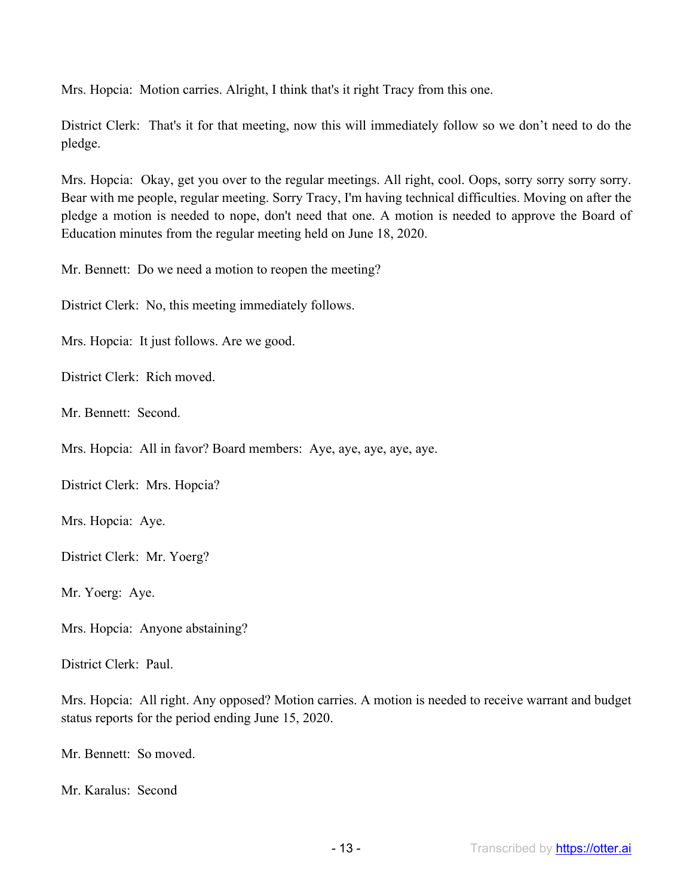Mrs. Hopcia: Motion carries. Alright, I think that's it right Tracy from this one.

District Clerk: That's it for that meeting, now this will immediately follow so we don't need to do the pledge.

Mrs. Hopcia: Okay, get you over to the regular meetings. All right, cool. Oops, sorry sorry sorry sorry. Bear with me people, regular meeting. Sorry Tracy, I'm having technical difficulties. Moving on after the pledge a motion is needed to nope, don't need that one. A motion is needed to approve the Board of Education minutes from the regular meeting held on June 18, 2020.

Mr. Bennett: Do we need a motion to reopen the meeting?

District Clerk: No, this meeting immediately follows.

Mrs. Hopcia: It just follows. Are we good.

District Clerk: Rich moved.

Mr. Bennett: Second.

Mrs. Hopcia: All in favor? Board members: Aye, aye, aye, aye, aye.

District Clerk: Mrs. Hopcia?

Mrs. Hopcia: Aye.

District Clerk: Mr. Yoerg?

Mr. Yoerg: Aye.

Mrs. Hopcia: Anyone abstaining?

District Clerk: Paul.

Mrs. Hopcia: All right. Any opposed? Motion carries. A motion is needed to receive warrant and budget status reports for the period ending June 15, 2020.

Mr. Bennett: So moved.

Mr. Karalus: Second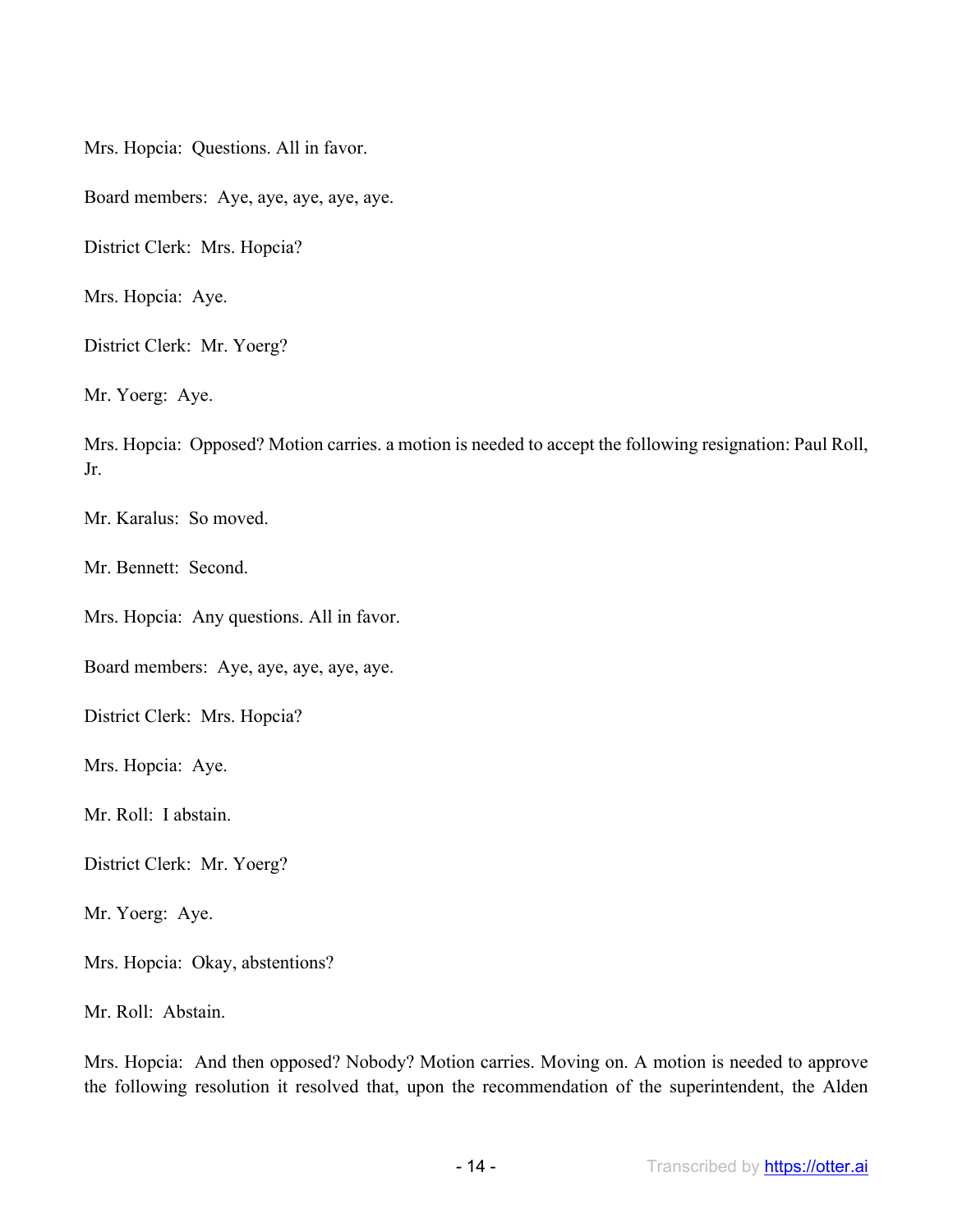Mrs. Hopcia: Questions. All in favor.

Board members: Aye, aye, aye, aye, aye.

District Clerk: Mrs. Hopcia?

Mrs. Hopcia: Aye.

District Clerk: Mr. Yoerg?

Mr. Yoerg: Aye.

Mrs. Hopcia: Opposed? Motion carries. a motion is needed to accept the following resignation: Paul Roll, Jr.

Mr. Karalus: So moved.

Mr. Bennett: Second.

Mrs. Hopcia: Any questions. All in favor.

Board members: Aye, aye, aye, aye, aye.

District Clerk: Mrs. Hopcia?

Mrs. Hopcia: Aye.

Mr. Roll: I abstain.

District Clerk: Mr. Yoerg?

Mr. Yoerg: Aye.

Mrs. Hopcia: Okay, abstentions?

Mr. Roll: Abstain.

Mrs. Hopcia: And then opposed? Nobody? Motion carries. Moving on. A motion is needed to approve the following resolution it resolved that, upon the recommendation of the superintendent, the Alden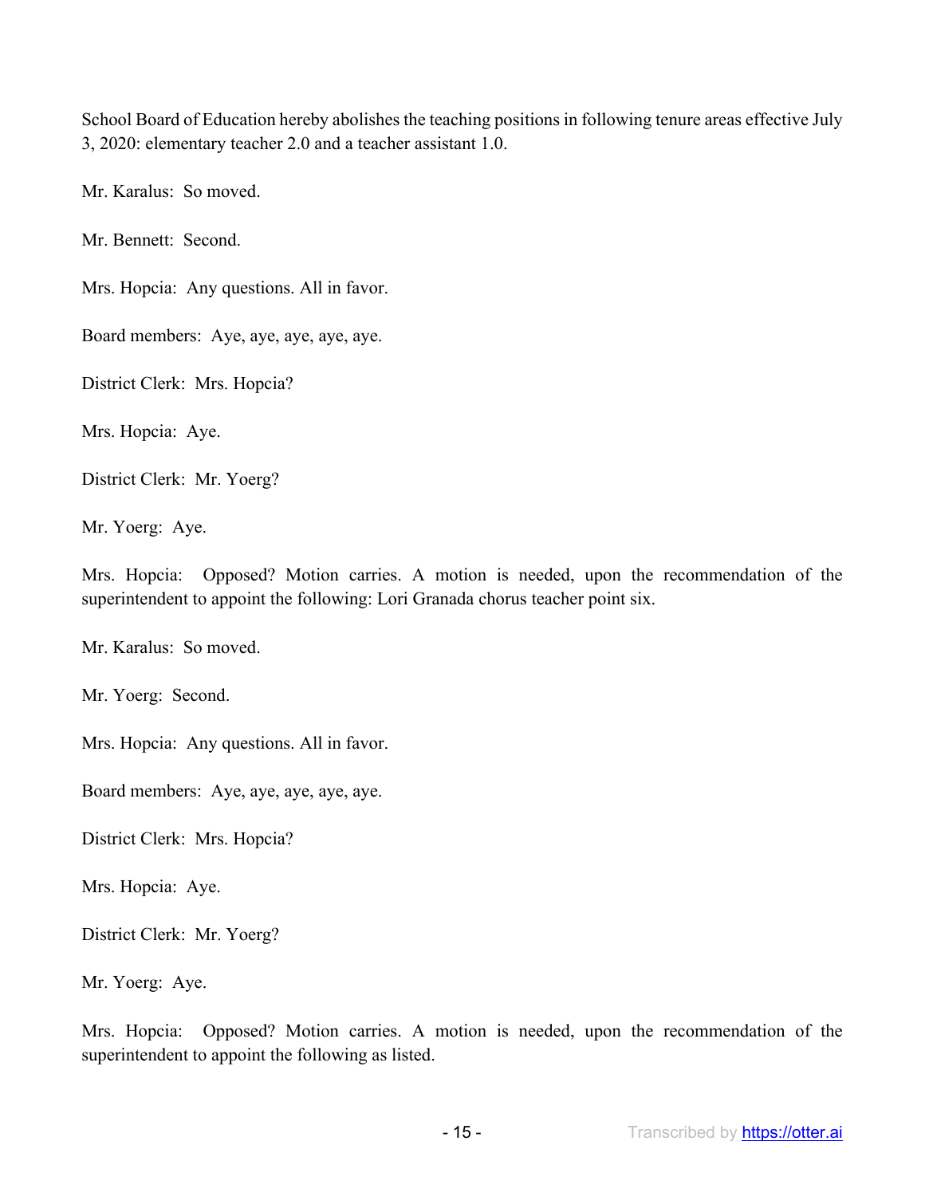School Board of Education hereby abolishes the teaching positions in following tenure areas effective July 3, 2020: elementary teacher 2.0 and a teacher assistant 1.0.

Mr. Karalus: So moved.

Mr. Bennett: Second.

Mrs. Hopcia: Any questions. All in favor.

Board members: Aye, aye, aye, aye, aye.

District Clerk: Mrs. Hopcia?

Mrs. Hopcia: Aye.

District Clerk: Mr. Yoerg?

Mr. Yoerg: Aye.

Mrs. Hopcia: Opposed? Motion carries. A motion is needed, upon the recommendation of the superintendent to appoint the following: Lori Granada chorus teacher point six.

Mr. Karalus: So moved.

Mr. Yoerg: Second.

Mrs. Hopcia: Any questions. All in favor.

Board members: Aye, aye, aye, aye, aye.

District Clerk: Mrs. Hopcia?

Mrs. Hopcia: Aye.

District Clerk: Mr. Yoerg?

Mr. Yoerg: Aye.

Mrs. Hopcia: Opposed? Motion carries. A motion is needed, upon the recommendation of the superintendent to appoint the following as listed.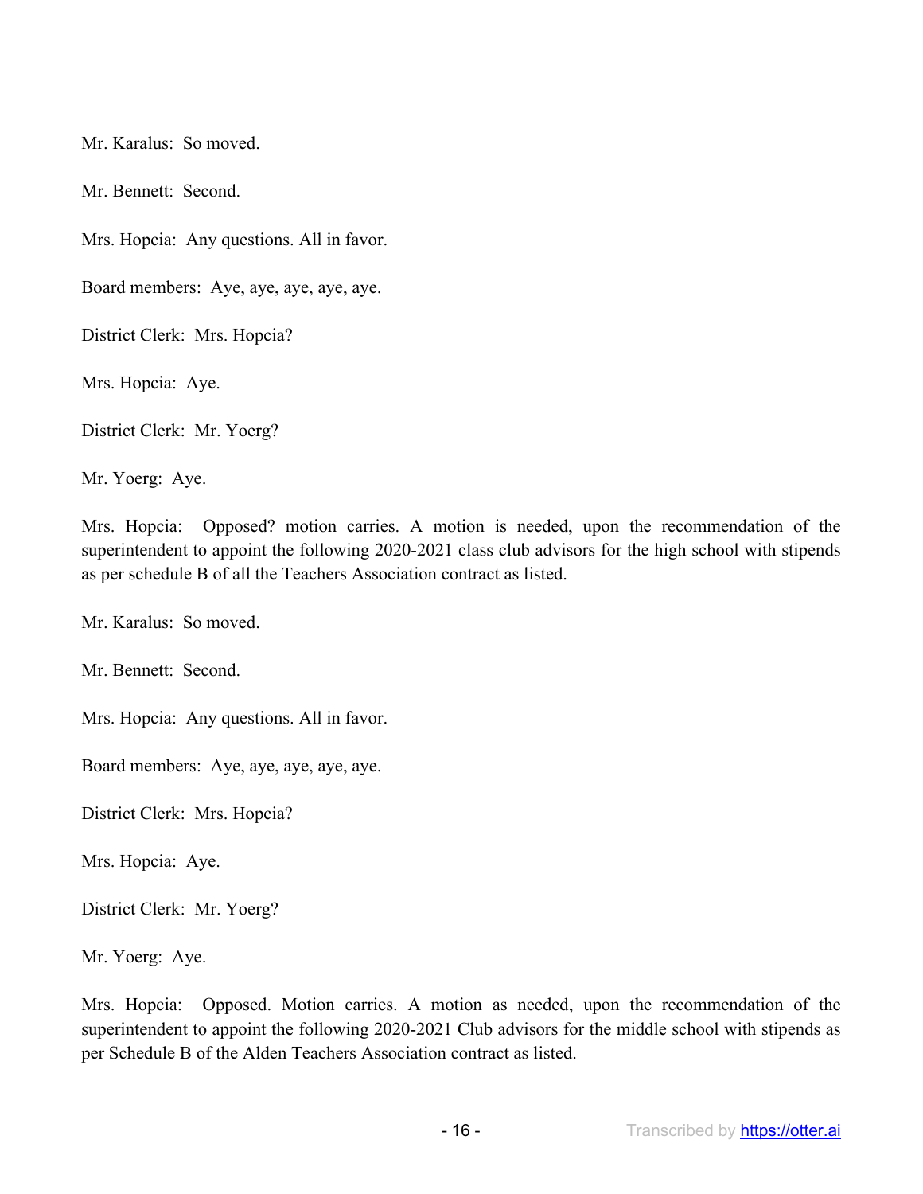Mr. Karalus: So moved.

Mr. Bennett: Second.

Mrs. Hopcia: Any questions. All in favor.

Board members: Aye, aye, aye, aye, aye.

District Clerk: Mrs. Hopcia?

Mrs. Hopcia: Aye.

District Clerk: Mr. Yoerg?

Mr. Yoerg: Aye.

Mrs. Hopcia: Opposed? motion carries. A motion is needed, upon the recommendation of the superintendent to appoint the following 2020-2021 class club advisors for the high school with stipends as per schedule B of all the Teachers Association contract as listed.

Mr. Karalus: So moved.

Mr. Bennett: Second.

Mrs. Hopcia: Any questions. All in favor.

Board members: Aye, aye, aye, aye, aye.

District Clerk: Mrs. Hopcia?

Mrs. Hopcia: Aye.

District Clerk: Mr. Yoerg?

Mr. Yoerg: Aye.

Mrs. Hopcia: Opposed. Motion carries. A motion as needed, upon the recommendation of the superintendent to appoint the following 2020-2021 Club advisors for the middle school with stipends as per Schedule B of the Alden Teachers Association contract as listed.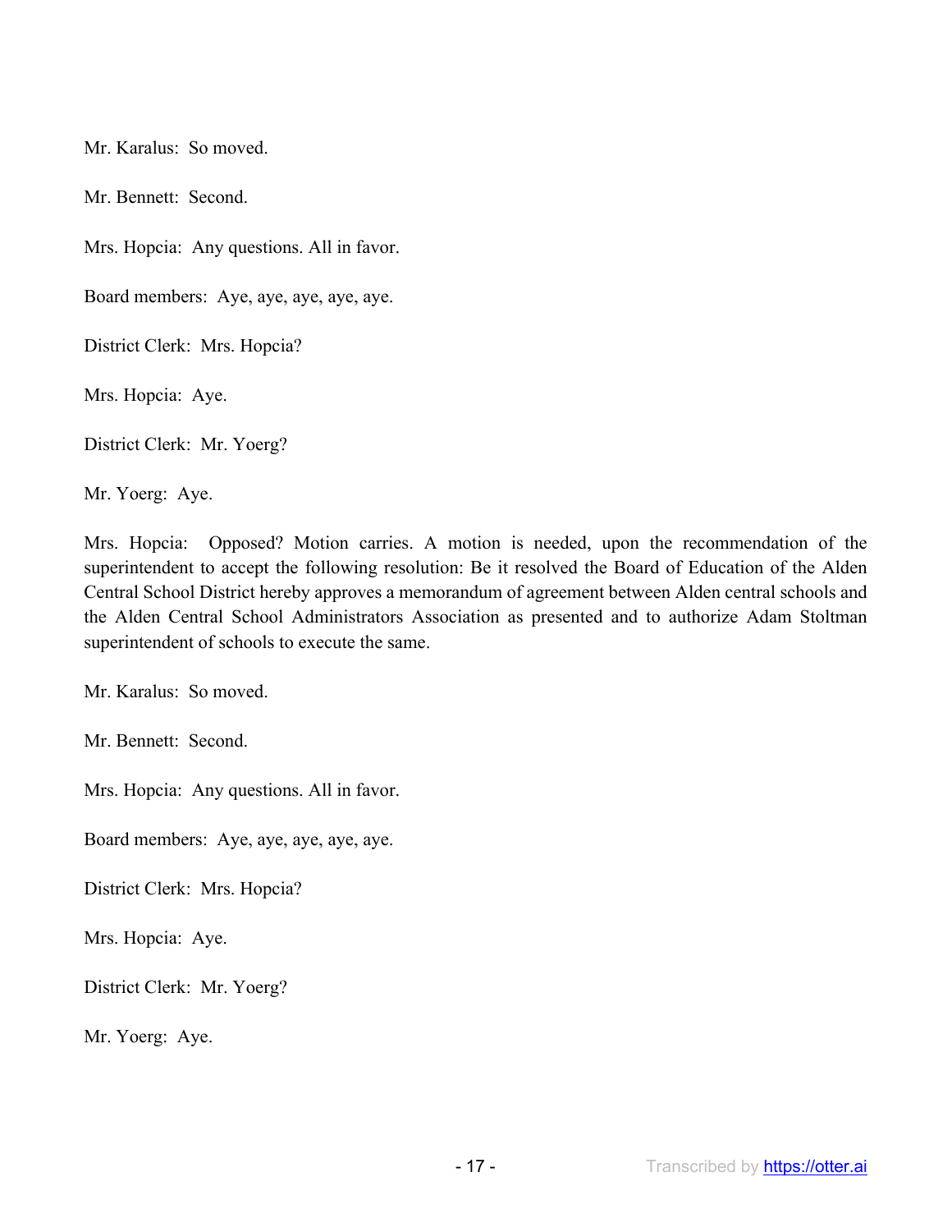Mr. Karalus: So moved.

Mr. Bennett: Second.

Mrs. Hopcia: Any questions. All in favor.

Board members: Aye, aye, aye, aye, aye.

District Clerk: Mrs. Hopcia?

Mrs. Hopcia: Aye.

District Clerk: Mr. Yoerg?

Mr. Yoerg: Aye.

Mrs. Hopcia: Opposed? Motion carries. A motion is needed, upon the recommendation of the superintendent to accept the following resolution: Be it resolved the Board of Education of the Alden Central School District hereby approves a memorandum of agreement between Alden central schools and the Alden Central School Administrators Association as presented and to authorize Adam Stoltman superintendent of schools to execute the same.

Mr. Karalus: So moved.

Mr. Bennett: Second.

Mrs. Hopcia: Any questions. All in favor.

Board members: Aye, aye, aye, aye, aye.

District Clerk: Mrs. Hopcia?

Mrs. Hopcia: Aye.

District Clerk: Mr. Yoerg?

Mr. Yoerg: Aye.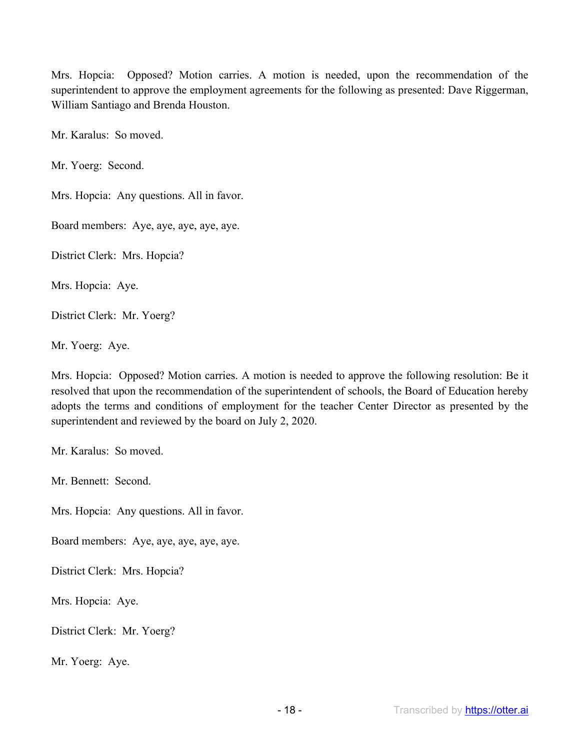Mrs. Hopcia: Opposed? Motion carries. A motion is needed, upon the recommendation of the superintendent to approve the employment agreements for the following as presented: Dave Riggerman, William Santiago and Brenda Houston.

Mr. Karalus: So moved.

Mr. Yoerg: Second.

Mrs. Hopcia: Any questions. All in favor.

Board members: Aye, aye, aye, aye, aye.

District Clerk: Mrs. Hopcia?

Mrs. Hopcia: Aye.

District Clerk: Mr. Yoerg?

Mr. Yoerg: Aye.

Mrs. Hopcia: Opposed? Motion carries. A motion is needed to approve the following resolution: Be it resolved that upon the recommendation of the superintendent of schools, the Board of Education hereby adopts the terms and conditions of employment for the teacher Center Director as presented by the superintendent and reviewed by the board on July 2, 2020.

Mr. Karalus: So moved.

Mr. Bennett: Second.

Mrs. Hopcia: Any questions. All in favor.

Board members: Aye, aye, aye, aye, aye.

District Clerk: Mrs. Hopcia?

Mrs. Hopcia: Aye.

District Clerk: Mr. Yoerg?

Mr. Yoerg: Aye.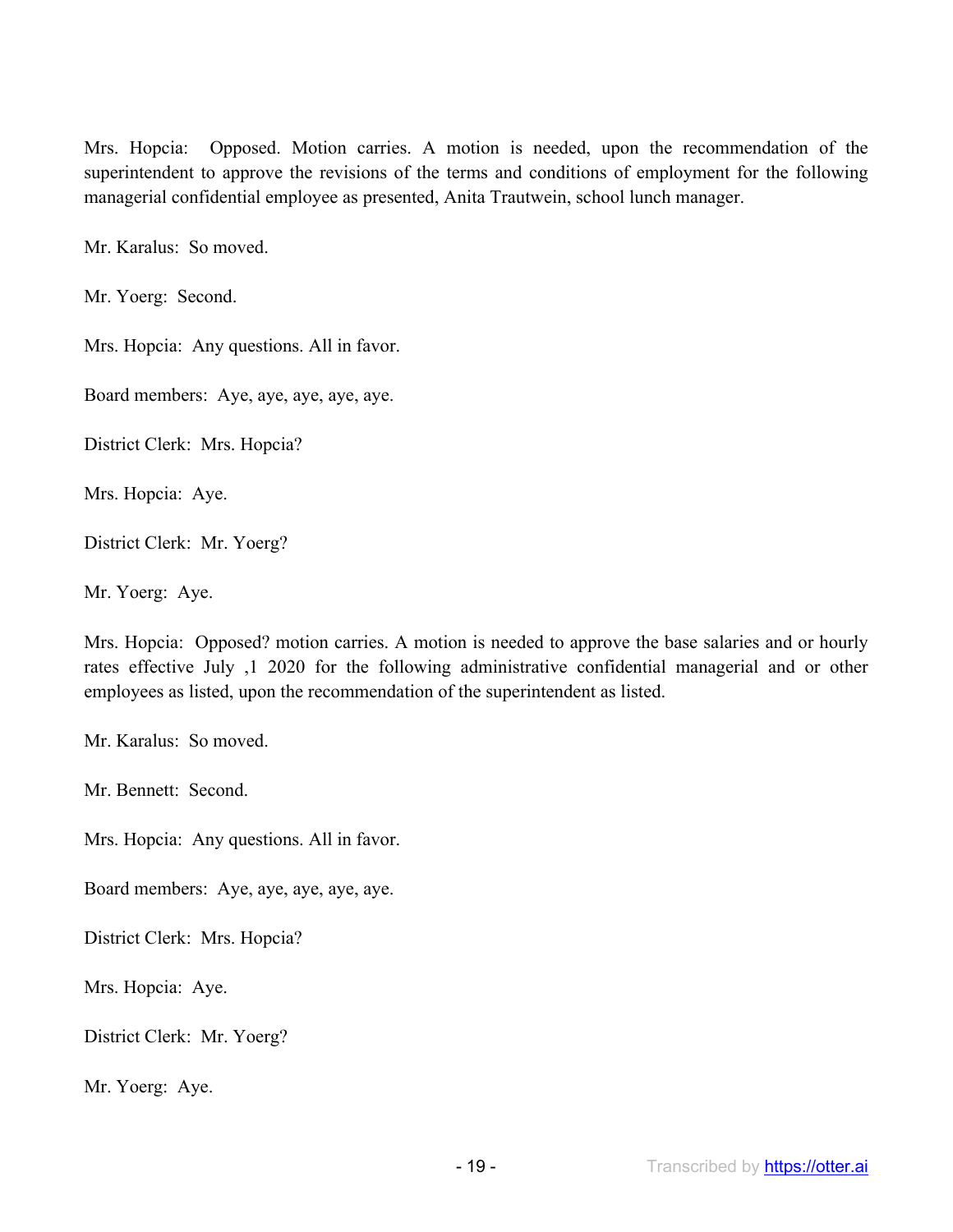Mrs. Hopcia: Opposed. Motion carries. A motion is needed, upon the recommendation of the superintendent to approve the revisions of the terms and conditions of employment for the following managerial confidential employee as presented, Anita Trautwein, school lunch manager.

Mr. Karalus: So moved.

Mr. Yoerg: Second.

Mrs. Hopcia: Any questions. All in favor.

Board members: Aye, aye, aye, aye, aye.

District Clerk: Mrs. Hopcia?

Mrs. Hopcia: Aye.

District Clerk: Mr. Yoerg?

Mr. Yoerg: Aye.

Mrs. Hopcia: Opposed? motion carries. A motion is needed to approve the base salaries and or hourly rates effective July ,1 2020 for the following administrative confidential managerial and or other employees as listed, upon the recommendation of the superintendent as listed.

Mr. Karalus: So moved.

Mr. Bennett: Second.

Mrs. Hopcia: Any questions. All in favor.

Board members: Aye, aye, aye, aye, aye.

District Clerk: Mrs. Hopcia?

Mrs. Hopcia: Aye.

District Clerk: Mr. Yoerg?

Mr. Yoerg: Aye.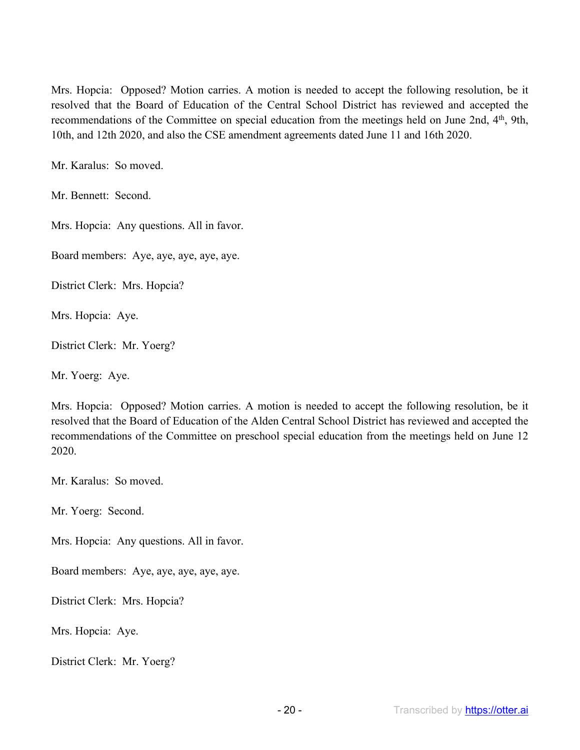Mrs. Hopcia: Opposed? Motion carries. A motion is needed to accept the following resolution, be it resolved that the Board of Education of the Central School District has reviewed and accepted the recommendations of the Committee on special education from the meetings held on June 2nd, 4th, 9th, 10th, and 12th 2020, and also the CSE amendment agreements dated June 11 and 16th 2020.

Mr. Karalus: So moved.

Mr. Bennett: Second.

Mrs. Hopcia: Any questions. All in favor.

Board members: Aye, aye, aye, aye, aye.

District Clerk: Mrs. Hopcia?

Mrs. Hopcia: Aye.

District Clerk: Mr. Yoerg?

Mr. Yoerg: Aye.

Mrs. Hopcia: Opposed? Motion carries. A motion is needed to accept the following resolution, be it resolved that the Board of Education of the Alden Central School District has reviewed and accepted the recommendations of the Committee on preschool special education from the meetings held on June 12 2020.

Mr. Karalus: So moved.

Mr. Yoerg: Second.

Mrs. Hopcia: Any questions. All in favor.

Board members: Aye, aye, aye, aye, aye.

District Clerk: Mrs. Hopcia?

Mrs. Hopcia: Aye.

District Clerk: Mr. Yoerg?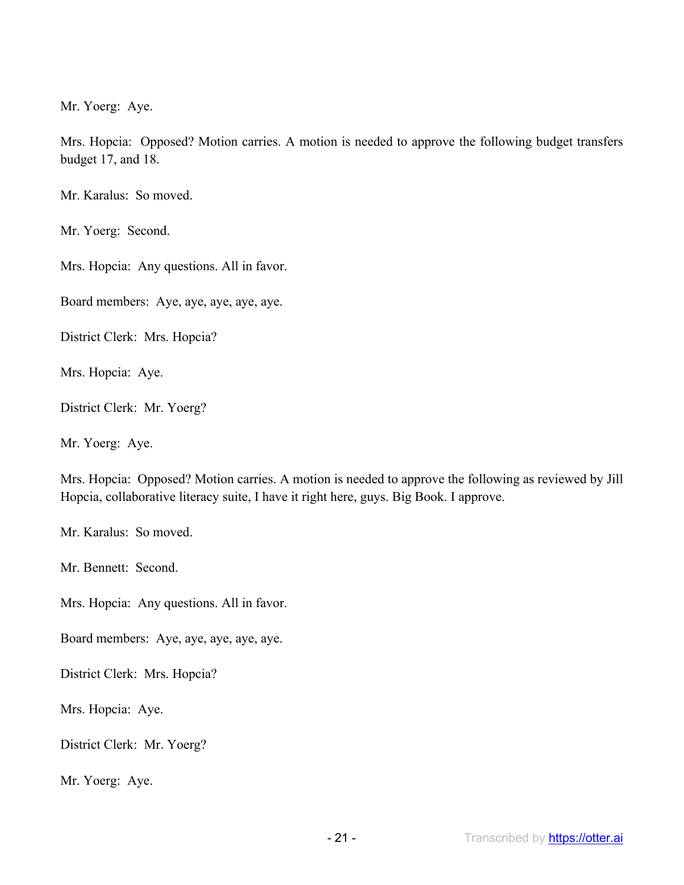Mr. Yoerg: Aye.

Mrs. Hopcia: Opposed? Motion carries. A motion is needed to approve the following budget transfers budget 17, and 18.

Mr. Karalus: So moved.

Mr. Yoerg: Second.

Mrs. Hopcia: Any questions. All in favor.

Board members: Aye, aye, aye, aye, aye.

District Clerk: Mrs. Hopcia?

Mrs. Hopcia: Aye.

District Clerk: Mr. Yoerg?

Mr. Yoerg: Aye.

Mrs. Hopcia: Opposed? Motion carries. A motion is needed to approve the following as reviewed by Jill Hopcia, collaborative literacy suite, I have it right here, guys. Big Book. I approve.

Mr. Karalus: So moved.

Mr. Bennett: Second.

Mrs. Hopcia: Any questions. All in favor.

Board members: Aye, aye, aye, aye, aye.

District Clerk: Mrs. Hopcia?

Mrs. Hopcia: Aye.

District Clerk: Mr. Yoerg?

Mr. Yoerg: Aye.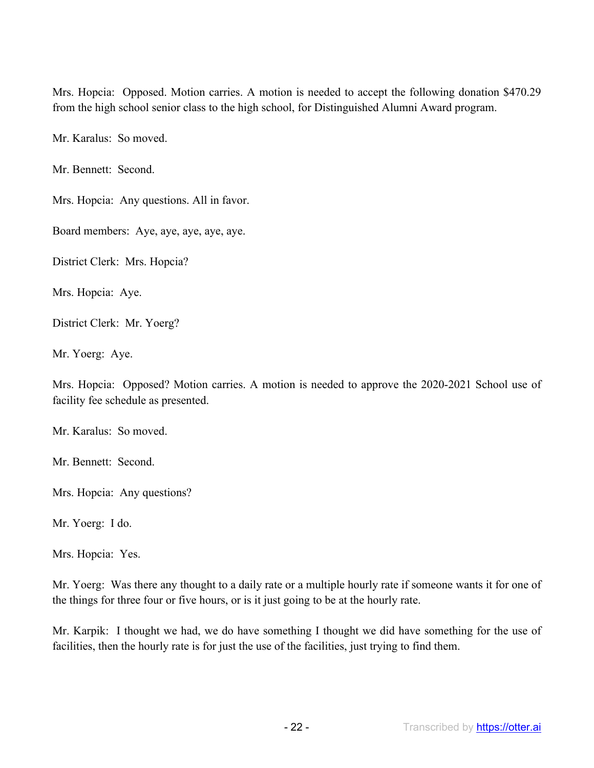Mrs. Hopcia: Opposed. Motion carries. A motion is needed to accept the following donation $470.29 from the high school senior class to the high school, for Distinguished Alumni Award program.

Mr. Karalus: So moved.

Mr. Bennett: Second.

Mrs. Hopcia: Any questions. All in favor.

Board members: Aye, aye, aye, aye, aye.

District Clerk: Mrs. Hopcia?

Mrs. Hopcia: Aye.

District Clerk: Mr. Yoerg?

Mr. Yoerg: Aye.

Mrs. Hopcia: Opposed? Motion carries. A motion is needed to approve the 2020-2021 School use of facility fee schedule as presented.

Mr. Karalus: So moved.

Mr. Bennett: Second.

Mrs. Hopcia: Any questions?

Mr. Yoerg: I do.

Mrs. Hopcia: Yes.

Mr. Yoerg: Was there any thought to a daily rate or a multiple hourly rate if someone wants it for one of the things for three four or five hours, or is it just going to be at the hourly rate.

Mr. Karpik: I thought we had, we do have something I thought we did have something for the use of facilities, then the hourly rate is for just the use of the facilities, just trying to find them.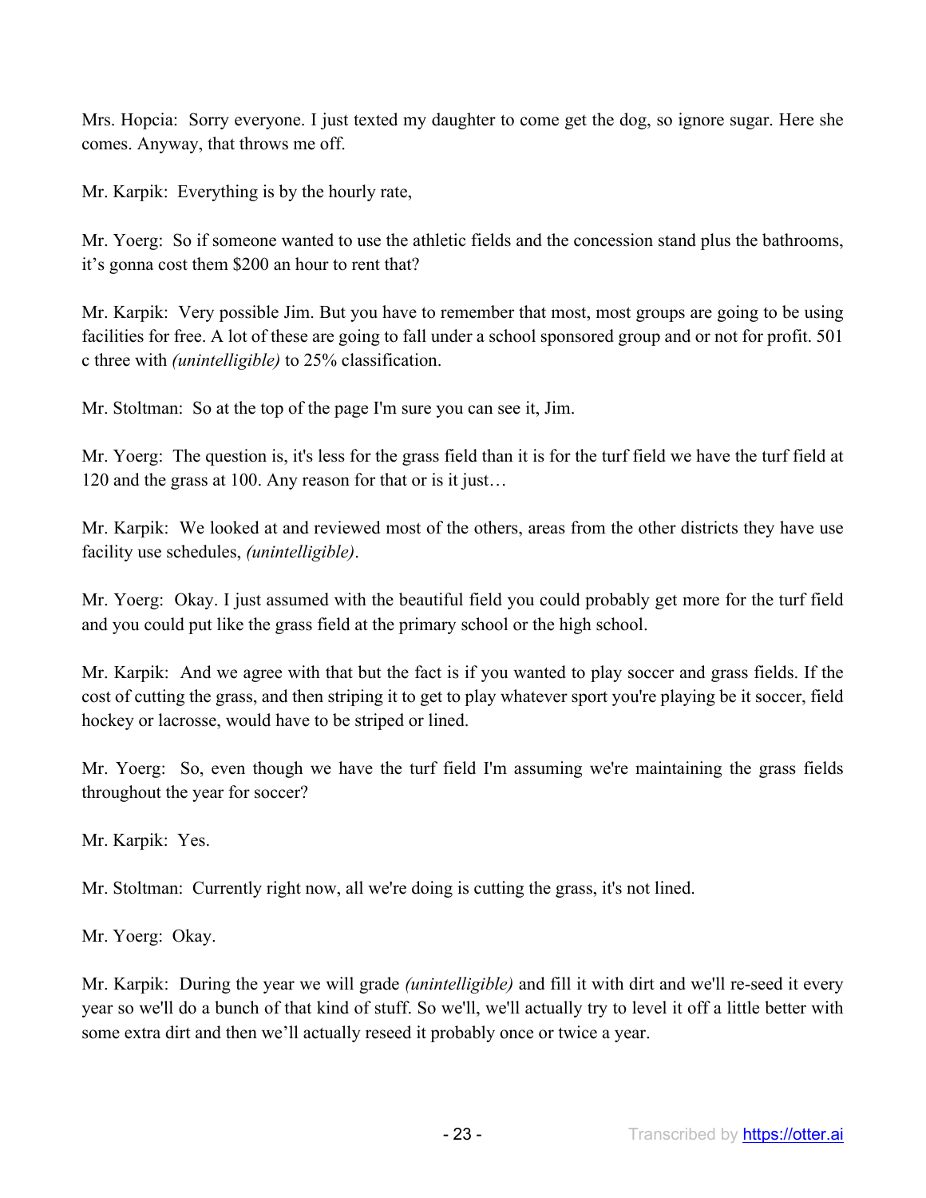Mrs. Hopcia: Sorry everyone. I just texted my daughter to come get the dog, so ignore sugar. Here she comes. Anyway, that throws me off.

Mr. Karpik: Everything is by the hourly rate,

Mr. Yoerg: So if someone wanted to use the athletic fields and the concession stand plus the bathrooms, it's gonna cost them $200 an hour to rent that?

Mr. Karpik: Very possible Jim. But you have to remember that most, most groups are going to be using facilities for free. A lot of these are going to fall under a school sponsored group and or not for profit. 501 c three with *(unintelligible)* to 25% classification.

Mr. Stoltman: So at the top of the page I'm sure you can see it, Jim.

Mr. Yoerg: The question is, it's less for the grass field than it is for the turf field we have the turf field at 120 and the grass at 100. Any reason for that or is it just…

Mr. Karpik: We looked at and reviewed most of the others, areas from the other districts they have use facility use schedules, *(unintelligible)*.

Mr. Yoerg: Okay. I just assumed with the beautiful field you could probably get more for the turf field and you could put like the grass field at the primary school or the high school.

Mr. Karpik: And we agree with that but the fact is if you wanted to play soccer and grass fields. If the cost of cutting the grass, and then striping it to get to play whatever sport you're playing be it soccer, field hockey or lacrosse, would have to be striped or lined.

Mr. Yoerg: So, even though we have the turf field I'm assuming we're maintaining the grass fields throughout the year for soccer?

Mr. Karpik: Yes.

Mr. Stoltman: Currently right now, all we're doing is cutting the grass, it's not lined.

Mr. Yoerg: Okay.

Mr. Karpik: During the year we will grade *(unintelligible)* and fill it with dirt and we'll re-seed it every year so we'll do a bunch of that kind of stuff. So we'll, we'll actually try to level it off a little better with some extra dirt and then we'll actually reseed it probably once or twice a year.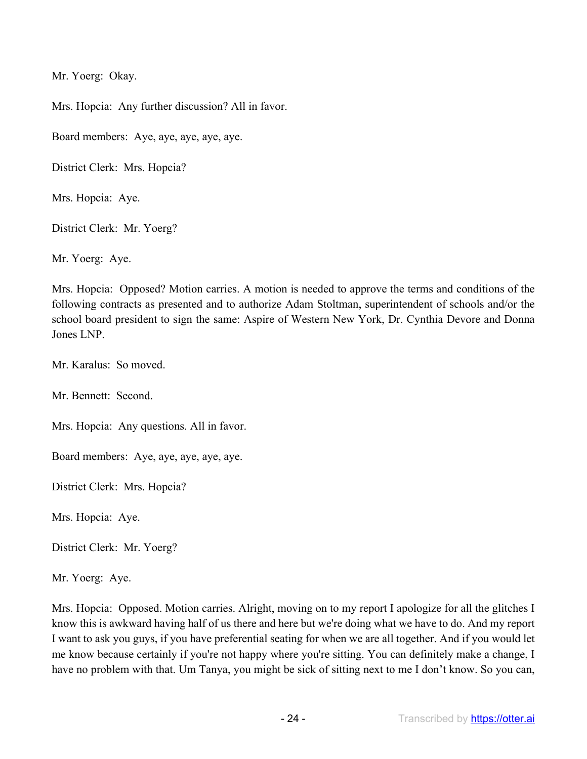Mr. Yoerg: Okay.

Mrs. Hopcia: Any further discussion? All in favor.

Board members: Aye, aye, aye, aye, aye.

District Clerk: Mrs. Hopcia?

Mrs. Hopcia: Aye.

District Clerk: Mr. Yoerg?

Mr. Yoerg: Aye.

Mrs. Hopcia: Opposed? Motion carries. A motion is needed to approve the terms and conditions of the following contracts as presented and to authorize Adam Stoltman, superintendent of schools and/or the school board president to sign the same: Aspire of Western New York, Dr. Cynthia Devore and Donna Jones LNP.

Mr. Karalus: So moved.

Mr. Bennett: Second.

Mrs. Hopcia: Any questions. All in favor.

Board members: Aye, aye, aye, aye, aye.

District Clerk: Mrs. Hopcia?

Mrs. Hopcia: Aye.

District Clerk: Mr. Yoerg?

Mr. Yoerg: Aye.

Mrs. Hopcia: Opposed. Motion carries. Alright, moving on to my report I apologize for all the glitches I know this is awkward having half of us there and here but we're doing what we have to do. And my report I want to ask you guys, if you have preferential seating for when we are all together. And if you would let me know because certainly if you're not happy where you're sitting. You can definitely make a change, I have no problem with that. Um Tanya, you might be sick of sitting next to me I don't know. So you can,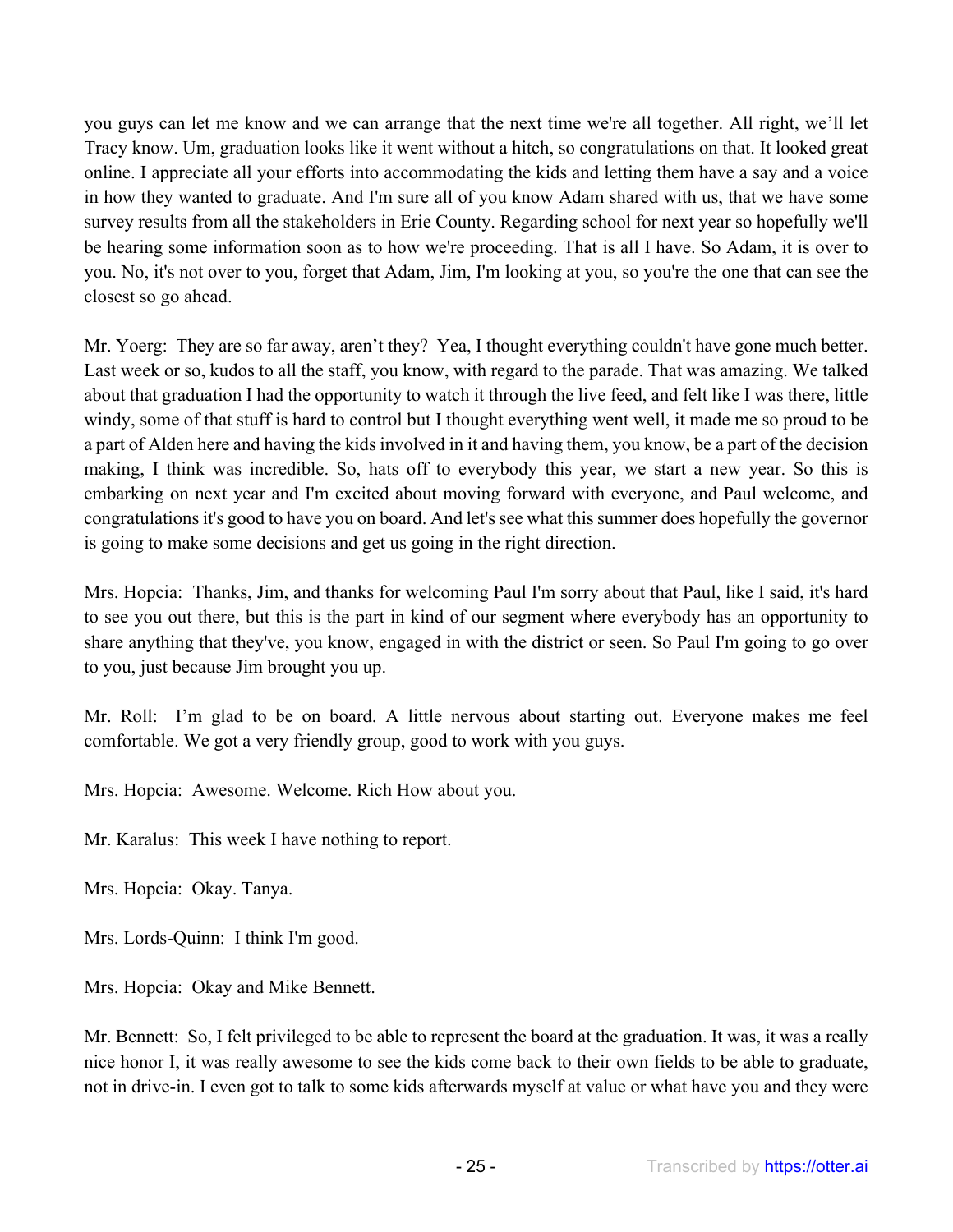you guys can let me know and we can arrange that the next time we're all together. All right, we'll let Tracy know. Um, graduation looks like it went without a hitch, so congratulations on that. It looked great online. I appreciate all your efforts into accommodating the kids and letting them have a say and a voice in how they wanted to graduate. And I'm sure all of you know Adam shared with us, that we have some survey results from all the stakeholders in Erie County. Regarding school for next year so hopefully we'll be hearing some information soon as to how we're proceeding. That is all I have. So Adam, it is over to you. No, it's not over to you, forget that Adam, Jim, I'm looking at you, so you're the one that can see the closest so go ahead.

Mr. Yoerg: They are so far away, aren't they? Yea, I thought everything couldn't have gone much better. Last week or so, kudos to all the staff, you know, with regard to the parade. That was amazing. We talked about that graduation I had the opportunity to watch it through the live feed, and felt like I was there, little windy, some of that stuff is hard to control but I thought everything went well, it made me so proud to be a part of Alden here and having the kids involved in it and having them, you know, be a part of the decision making, I think was incredible. So, hats off to everybody this year, we start a new year. So this is embarking on next year and I'm excited about moving forward with everyone, and Paul welcome, and congratulations it's good to have you on board. And let's see what this summer does hopefully the governor is going to make some decisions and get us going in the right direction.

Mrs. Hopcia: Thanks, Jim, and thanks for welcoming Paul I'm sorry about that Paul, like I said, it's hard to see you out there, but this is the part in kind of our segment where everybody has an opportunity to share anything that they've, you know, engaged in with the district or seen. So Paul I'm going to go over to you, just because Jim brought you up.

Mr. Roll: I'm glad to be on board. A little nervous about starting out. Everyone makes me feel comfortable. We got a very friendly group, good to work with you guys.

Mrs. Hopcia: Awesome. Welcome. Rich How about you.

Mr. Karalus: This week I have nothing to report.

Mrs. Hopcia: Okay. Tanya.

Mrs. Lords-Quinn: I think I'm good.

Mrs. Hopcia: Okay and Mike Bennett.

Mr. Bennett: So, I felt privileged to be able to represent the board at the graduation. It was, it was a really nice honor I, it was really awesome to see the kids come back to their own fields to be able to graduate, not in drive-in. I even got to talk to some kids afterwards myself at value or what have you and they were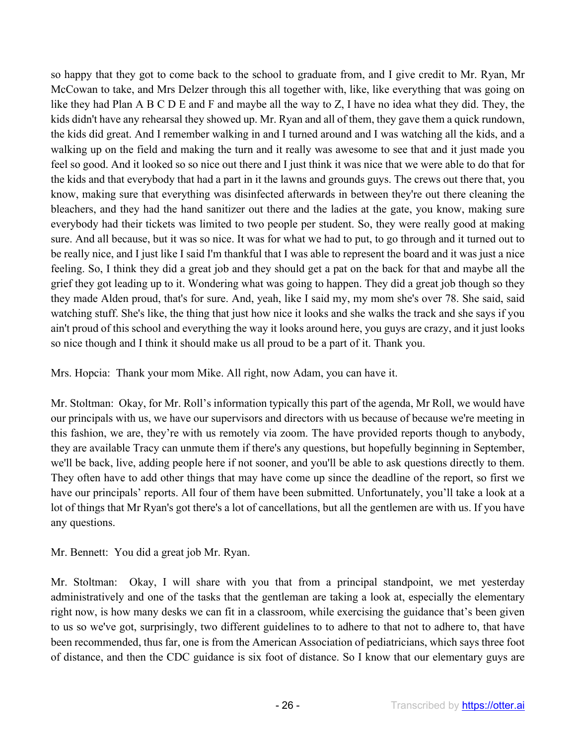so happy that they got to come back to the school to graduate from, and I give credit to Mr. Ryan, Mr McCowan to take, and Mrs Delzer through this all together with, like, like everything that was going on like they had Plan A B C D E and F and maybe all the way to Z, I have no idea what they did. They, the kids didn't have any rehearsal they showed up. Mr. Ryan and all of them, they gave them a quick rundown, the kids did great. And I remember walking in and I turned around and I was watching all the kids, and a walking up on the field and making the turn and it really was awesome to see that and it just made you feel so good. And it looked so so nice out there and I just think it was nice that we were able to do that for the kids and that everybody that had a part in it the lawns and grounds guys. The crews out there that, you know, making sure that everything was disinfected afterwards in between they're out there cleaning the bleachers, and they had the hand sanitizer out there and the ladies at the gate, you know, making sure everybody had their tickets was limited to two people per student. So, they were really good at making sure. And all because, but it was so nice. It was for what we had to put, to go through and it turned out to be really nice, and I just like I said I'm thankful that I was able to represent the board and it was just a nice feeling. So, I think they did a great job and they should get a pat on the back for that and maybe all the grief they got leading up to it. Wondering what was going to happen. They did a great job though so they they made Alden proud, that's for sure. And, yeah, like I said my, my mom she's over 78. She said, said watching stuff. She's like, the thing that just how nice it looks and she walks the track and she says if you ain't proud of this school and everything the way it looks around here, you guys are crazy, and it just looks so nice though and I think it should make us all proud to be a part of it. Thank you.

Mrs. Hopcia: Thank your mom Mike. All right, now Adam, you can have it.

Mr. Stoltman: Okay, for Mr. Roll's information typically this part of the agenda, Mr Roll, we would have our principals with us, we have our supervisors and directors with us because of because we're meeting in this fashion, we are, they're with us remotely via zoom. The have provided reports though to anybody, they are available Tracy can unmute them if there's any questions, but hopefully beginning in September, we'll be back, live, adding people here if not sooner, and you'll be able to ask questions directly to them. They often have to add other things that may have come up since the deadline of the report, so first we have our principals' reports. All four of them have been submitted. Unfortunately, you'll take a look at a lot of things that Mr Ryan's got there's a lot of cancellations, but all the gentlemen are with us. If you have any questions.

Mr. Bennett: You did a great job Mr. Ryan.

Mr. Stoltman: Okay, I will share with you that from a principal standpoint, we met yesterday administratively and one of the tasks that the gentleman are taking a look at, especially the elementary right now, is how many desks we can fit in a classroom, while exercising the guidance that's been given to us so we've got, surprisingly, two different guidelines to to adhere to that not to adhere to, that have been recommended, thus far, one is from the American Association of pediatricians, which says three foot of distance, and then the CDC guidance is six foot of distance. So I know that our elementary guys are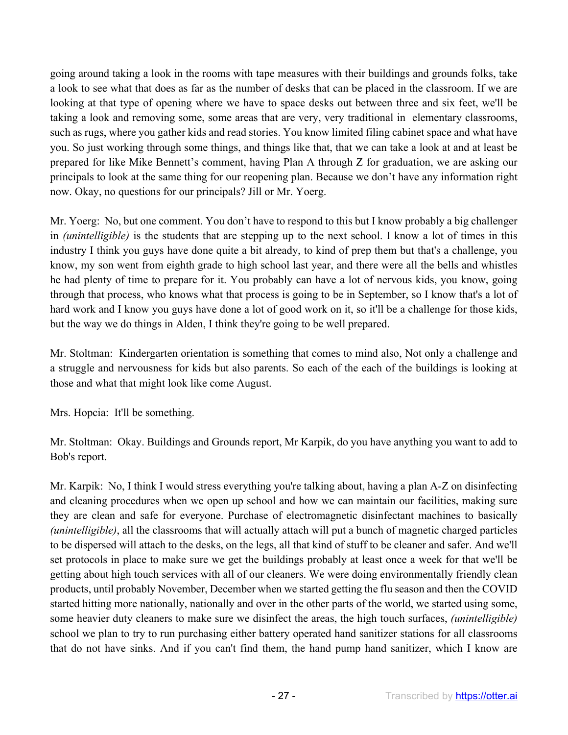going around taking a look in the rooms with tape measures with their buildings and grounds folks, take a look to see what that does as far as the number of desks that can be placed in the classroom. If we are looking at that type of opening where we have to space desks out between three and six feet, we'll be taking a look and removing some, some areas that are very, very traditional in elementary classrooms, such as rugs, where you gather kids and read stories. You know limited filing cabinet space and what have you. So just working through some things, and things like that, that we can take a look at and at least be prepared for like Mike Bennett's comment, having Plan A through Z for graduation, we are asking our principals to look at the same thing for our reopening plan. Because we don't have any information right now. Okay, no questions for our principals? Jill or Mr. Yoerg.

Mr. Yoerg: No, but one comment. You don't have to respond to this but I know probably a big challenger in *(unintelligible)* is the students that are stepping up to the next school. I know a lot of times in this industry I think you guys have done quite a bit already, to kind of prep them but that's a challenge, you know, my son went from eighth grade to high school last year, and there were all the bells and whistles he had plenty of time to prepare for it. You probably can have a lot of nervous kids, you know, going through that process, who knows what that process is going to be in September, so I know that's a lot of hard work and I know you guys have done a lot of good work on it, so it'll be a challenge for those kids, but the way we do things in Alden, I think they're going to be well prepared.

Mr. Stoltman: Kindergarten orientation is something that comes to mind also, Not only a challenge and a struggle and nervousness for kids but also parents. So each of the each of the buildings is looking at those and what that might look like come August.

Mrs. Hopcia: It'll be something.

Mr. Stoltman: Okay. Buildings and Grounds report, Mr Karpik, do you have anything you want to add to Bob's report.

Mr. Karpik: No, I think I would stress everything you're talking about, having a plan A-Z on disinfecting and cleaning procedures when we open up school and how we can maintain our facilities, making sure they are clean and safe for everyone. Purchase of electromagnetic disinfectant machines to basically *(unintelligible)*, all the classrooms that will actually attach will put a bunch of magnetic charged particles to be dispersed will attach to the desks, on the legs, all that kind of stuff to be cleaner and safer. And we'll set protocols in place to make sure we get the buildings probably at least once a week for that we'll be getting about high touch services with all of our cleaners. We were doing environmentally friendly clean products, until probably November, December when we started getting the flu season and then the COVID started hitting more nationally, nationally and over in the other parts of the world, we started using some, some heavier duty cleaners to make sure we disinfect the areas, the high touch surfaces, *(unintelligible)* school we plan to try to run purchasing either battery operated hand sanitizer stations for all classrooms that do not have sinks. And if you can't find them, the hand pump hand sanitizer, which I know are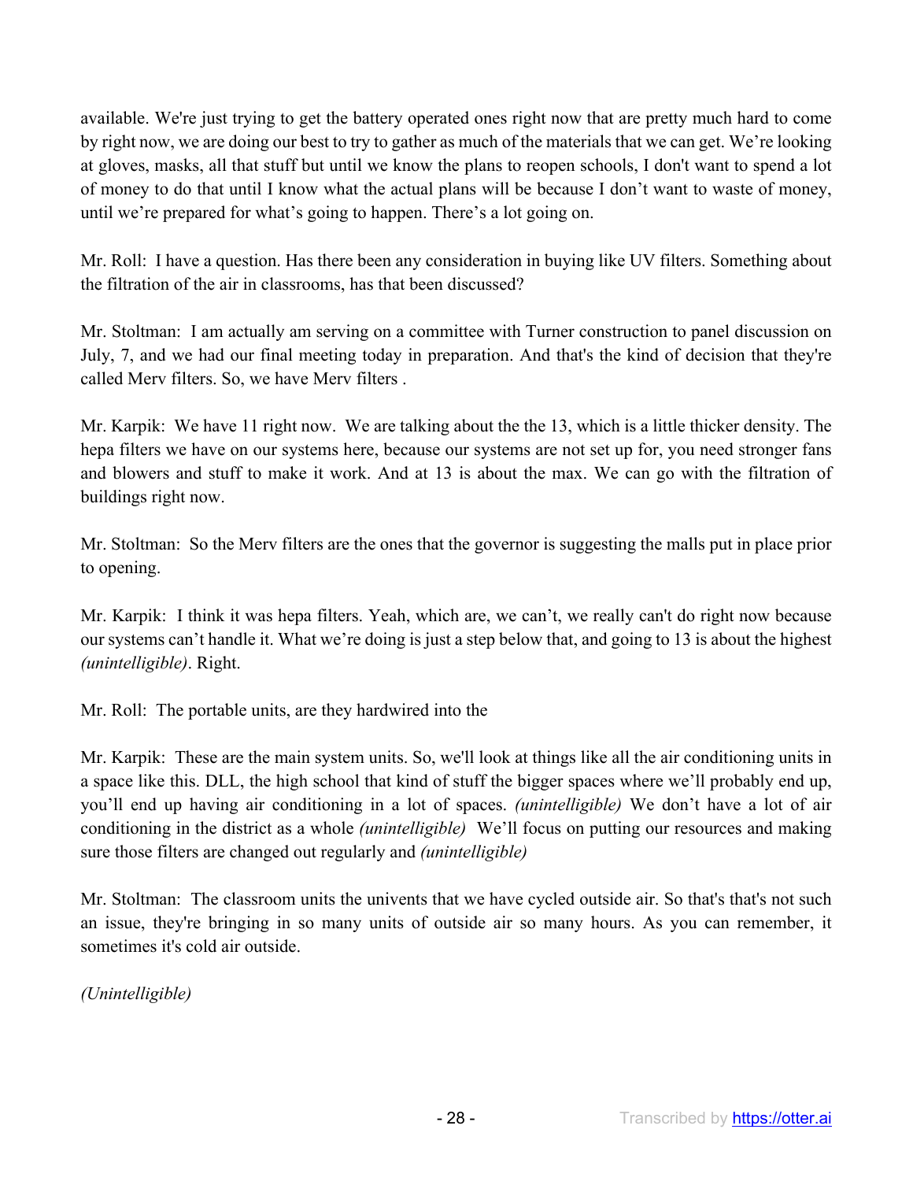available. We're just trying to get the battery operated ones right now that are pretty much hard to come by right now, we are doing our best to try to gather as much of the materials that we can get. We're looking at gloves, masks, all that stuff but until we know the plans to reopen schools, I don't want to spend a lot of money to do that until I know what the actual plans will be because I don't want to waste of money, until we're prepared for what's going to happen. There's a lot going on.

Mr. Roll: I have a question. Has there been any consideration in buying like UV filters. Something about the filtration of the air in classrooms, has that been discussed?

Mr. Stoltman: I am actually am serving on a committee with Turner construction to panel discussion on July, 7, and we had our final meeting today in preparation. And that's the kind of decision that they're called Merv filters. So, we have Merv filters .

Mr. Karpik: We have 11 right now. We are talking about the the 13, which is a little thicker density. The hepa filters we have on our systems here, because our systems are not set up for, you need stronger fans and blowers and stuff to make it work. And at 13 is about the max. We can go with the filtration of buildings right now.

Mr. Stoltman: So the Merv filters are the ones that the governor is suggesting the malls put in place prior to opening.

Mr. Karpik: I think it was hepa filters. Yeah, which are, we can't, we really can't do right now because our systems can't handle it. What we're doing is just a step below that, and going to 13 is about the highest *(unintelligible)*. Right.

Mr. Roll: The portable units, are they hardwired into the

Mr. Karpik: These are the main system units. So, we'll look at things like all the air conditioning units in a space like this. DLL, the high school that kind of stuff the bigger spaces where we'll probably end up, you'll end up having air conditioning in a lot of spaces. *(unintelligible)* We don't have a lot of air conditioning in the district as a whole *(unintelligible)* We'll focus on putting our resources and making sure those filters are changed out regularly and *(unintelligible)*

Mr. Stoltman: The classroom units the univents that we have cycled outside air. So that's that's not such an issue, they're bringing in so many units of outside air so many hours. As you can remember, it sometimes it's cold air outside.

*(Unintelligible)*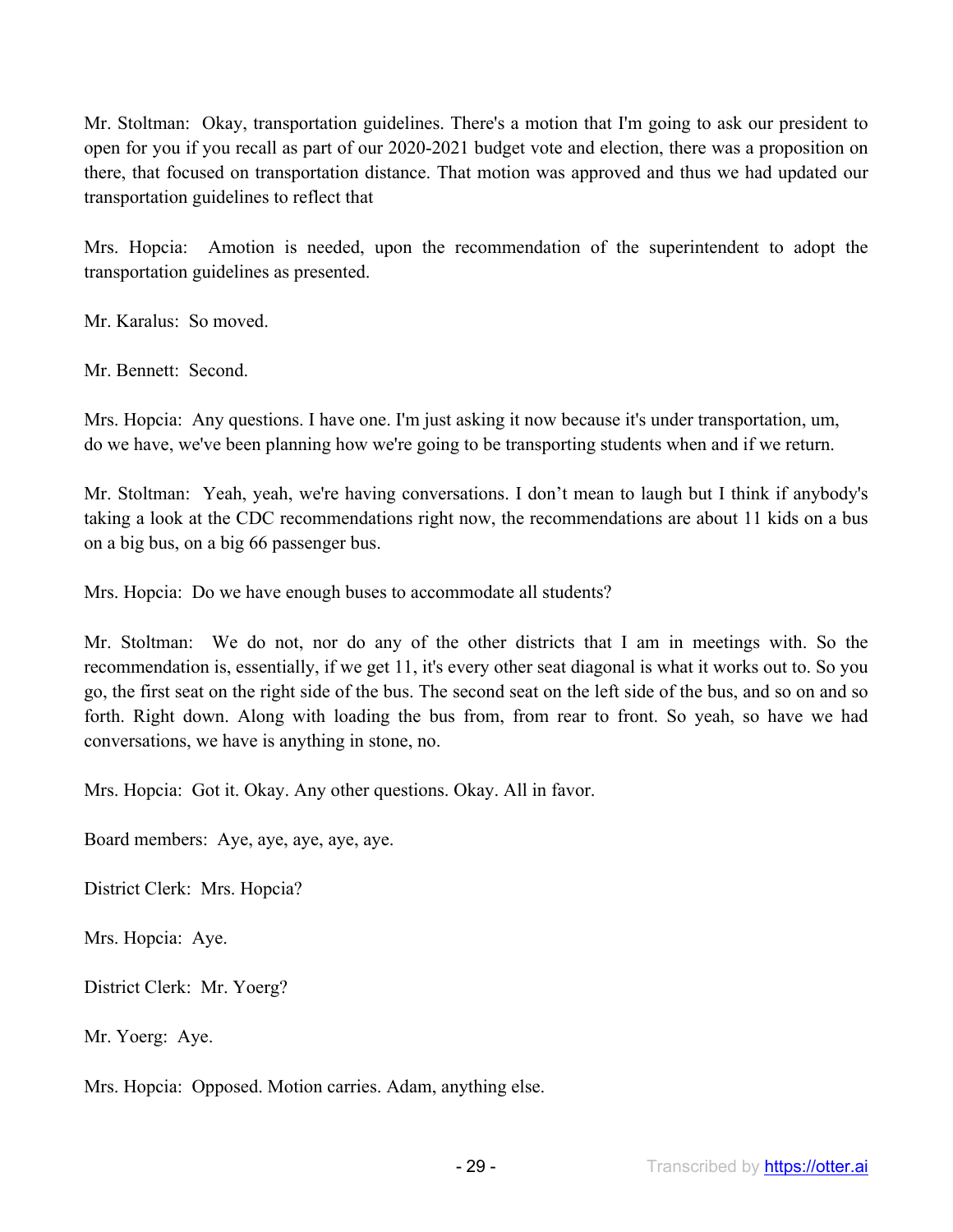Mr. Stoltman: Okay, transportation guidelines. There's a motion that I'm going to ask our president to open for you if you recall as part of our 2020-2021 budget vote and election, there was a proposition on there, that focused on transportation distance. That motion was approved and thus we had updated our transportation guidelines to reflect that

Mrs. Hopcia: Amotion is needed, upon the recommendation of the superintendent to adopt the transportation guidelines as presented.

Mr. Karalus: So moved.

Mr. Bennett: Second.

Mrs. Hopcia: Any questions. I have one. I'm just asking it now because it's under transportation, um, do we have, we've been planning how we're going to be transporting students when and if we return.

Mr. Stoltman: Yeah, yeah, we're having conversations. I don't mean to laugh but I think if anybody's taking a look at the CDC recommendations right now, the recommendations are about 11 kids on a bus on a big bus, on a big 66 passenger bus.

Mrs. Hopcia: Do we have enough buses to accommodate all students?

Mr. Stoltman: We do not, nor do any of the other districts that I am in meetings with. So the recommendation is, essentially, if we get 11, it's every other seat diagonal is what it works out to. So you go, the first seat on the right side of the bus. The second seat on the left side of the bus, and so on and so forth. Right down. Along with loading the bus from, from rear to front. So yeah, so have we had conversations, we have is anything in stone, no.

Mrs. Hopcia: Got it. Okay. Any other questions. Okay. All in favor.

Board members: Aye, aye, aye, aye, aye.

District Clerk: Mrs. Hopcia?

Mrs. Hopcia: Aye.

District Clerk: Mr. Yoerg?

Mr. Yoerg: Aye.

Mrs. Hopcia: Opposed. Motion carries. Adam, anything else.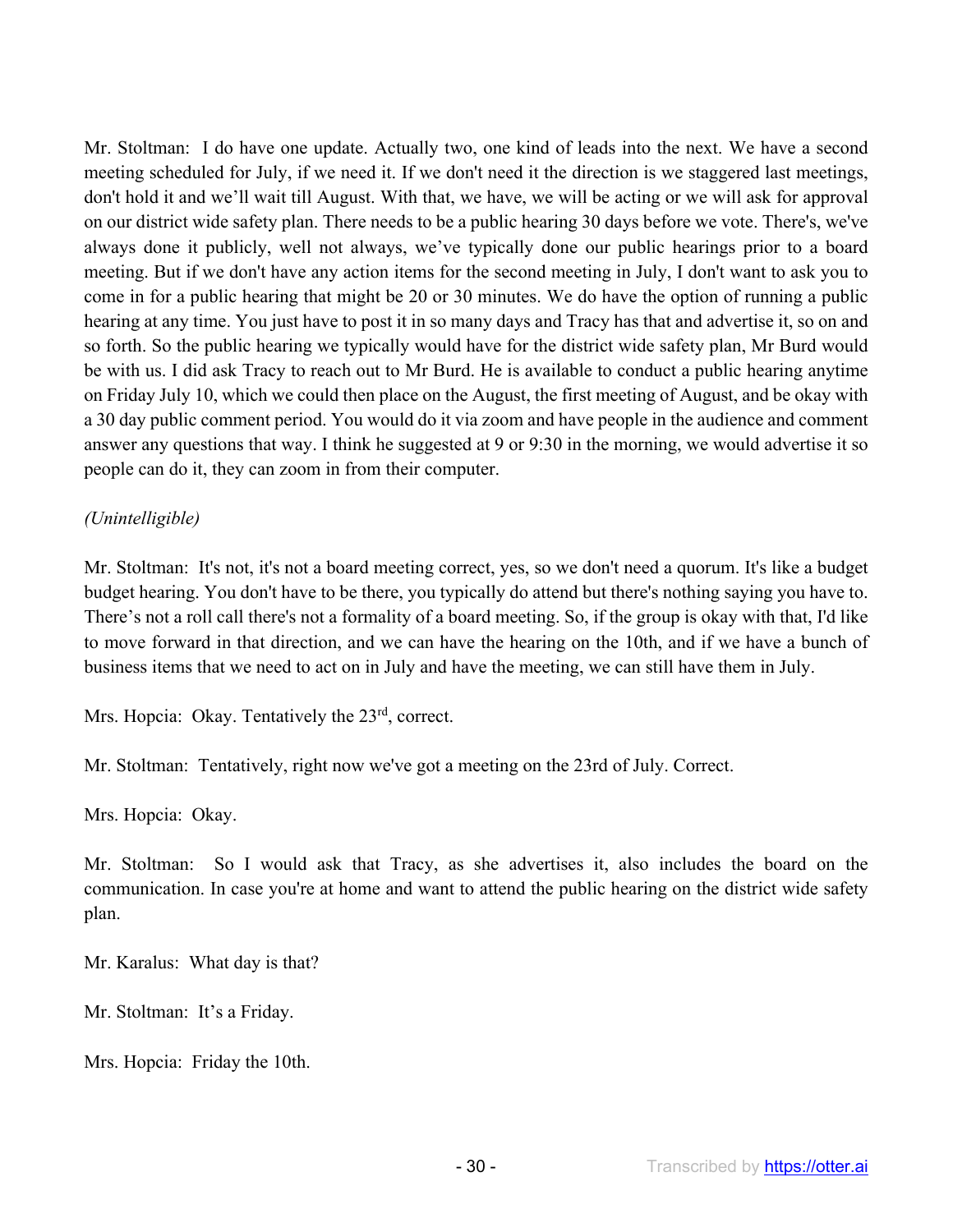Mr. Stoltman: I do have one update. Actually two, one kind of leads into the next. We have a second meeting scheduled for July, if we need it. If we don't need it the direction is we staggered last meetings, don't hold it and we'll wait till August. With that, we have, we will be acting or we will ask for approval on our district wide safety plan. There needs to be a public hearing 30 days before we vote. There's, we've always done it publicly, well not always, we've typically done our public hearings prior to a board meeting. But if we don't have any action items for the second meeting in July, I don't want to ask you to come in for a public hearing that might be 20 or 30 minutes. We do have the option of running a public hearing at any time. You just have to post it in so many days and Tracy has that and advertise it, so on and so forth. So the public hearing we typically would have for the district wide safety plan, Mr Burd would be with us. I did ask Tracy to reach out to Mr Burd. He is available to conduct a public hearing anytime on Friday July 10, which we could then place on the August, the first meeting of August, and be okay with a 30 day public comment period. You would do it via zoom and have people in the audience and comment answer any questions that way. I think he suggested at 9 or 9:30 in the morning, we would advertise it so people can do it, they can zoom in from their computer.

*(Unintelligible)*

Mr. Stoltman: It's not, it's not a board meeting correct, yes, so we don't need a quorum. It's like a budget budget hearing. You don't have to be there, you typically do attend but there's nothing saying you have to. There's not a roll call there's not a formality of a board meeting. So, if the group is okay with that, I'd like to move forward in that direction, and we can have the hearing on the 10th, and if we have a bunch of business items that we need to act on in July and have the meeting, we can still have them in July.

Mrs. Hopcia: Okay. Tentatively the 23rd, correct.

Mr. Stoltman: Tentatively, right now we've got a meeting on the 23rd of July. Correct.

Mrs. Hopcia: Okay.

Mr. Stoltman: So I would ask that Tracy, as she advertises it, also includes the board on the communication. In case you're at home and want to attend the public hearing on the district wide safety plan.

Mr. Karalus: What day is that?

Mr. Stoltman: It's a Friday.

Mrs. Hopcia: Friday the 10th.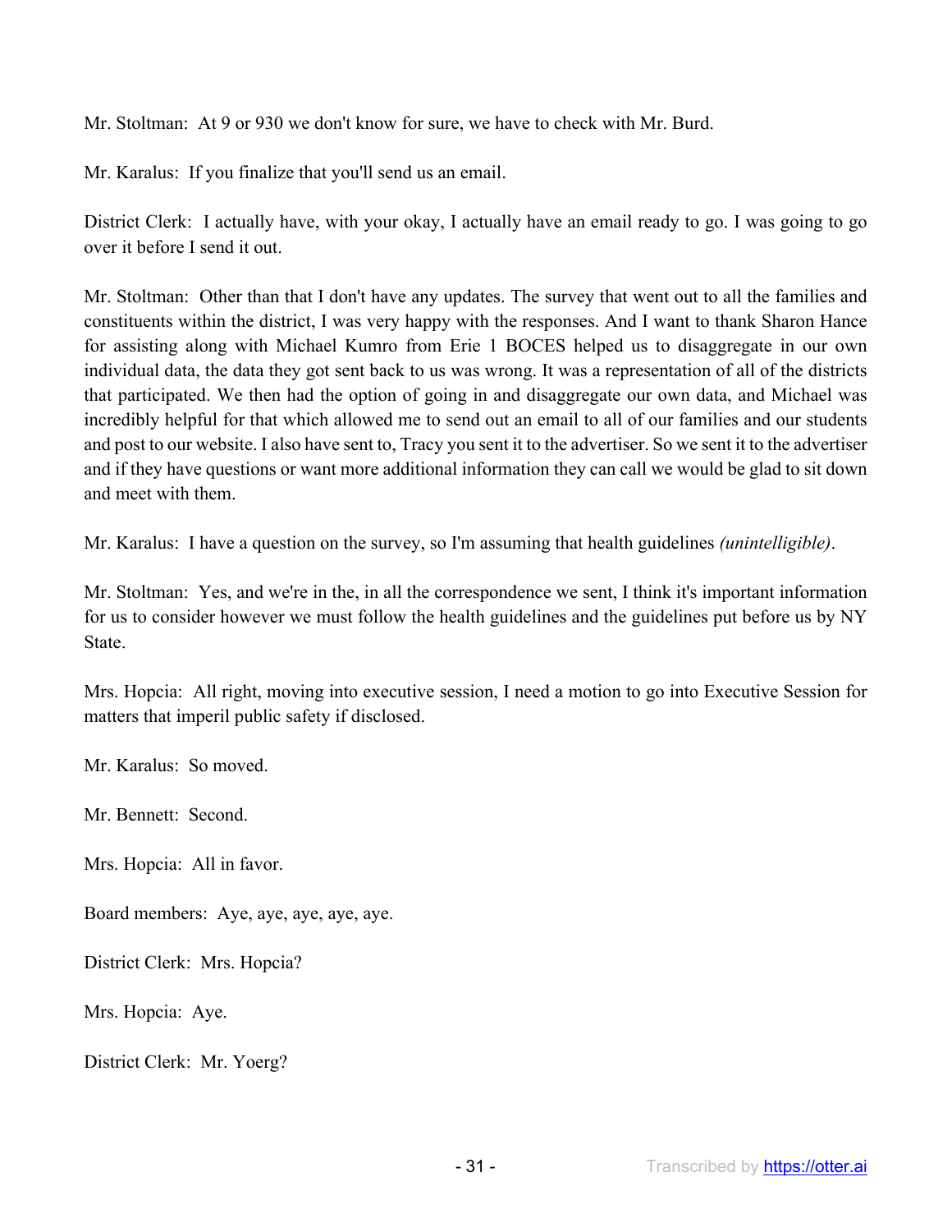Mr. Stoltman: At 9 or 930 we don't know for sure, we have to check with Mr. Burd.

Mr. Karalus: If you finalize that you'll send us an email.

District Clerk: I actually have, with your okay, I actually have an email ready to go. I was going to go over it before I send it out.

Mr. Stoltman: Other than that I don't have any updates. The survey that went out to all the families and constituents within the district, I was very happy with the responses. And I want to thank Sharon Hance for assisting along with Michael Kumro from Erie 1 BOCES helped us to disaggregate in our own individual data, the data they got sent back to us was wrong. It was a representation of all of the districts that participated. We then had the option of going in and disaggregate our own data, and Michael was incredibly helpful for that which allowed me to send out an email to all of our families and our students and post to our website. I also have sent to, Tracy you sent it to the advertiser. So we sent it to the advertiser and if they have questions or want more additional information they can call we would be glad to sit down and meet with them.

Mr. Karalus: I have a question on the survey, so I'm assuming that health guidelines *(unintelligible)*.

Mr. Stoltman: Yes, and we're in the, in all the correspondence we sent, I think it's important information for us to consider however we must follow the health guidelines and the guidelines put before us by NY State.

Mrs. Hopcia: All right, moving into executive session, I need a motion to go into Executive Session for matters that imperil public safety if disclosed.

Mr. Karalus: So moved.

Mr. Bennett: Second.

Mrs. Hopcia: All in favor.

Board members: Aye, aye, aye, aye, aye.

District Clerk: Mrs. Hopcia?

Mrs. Hopcia: Aye.

District Clerk: Mr. Yoerg?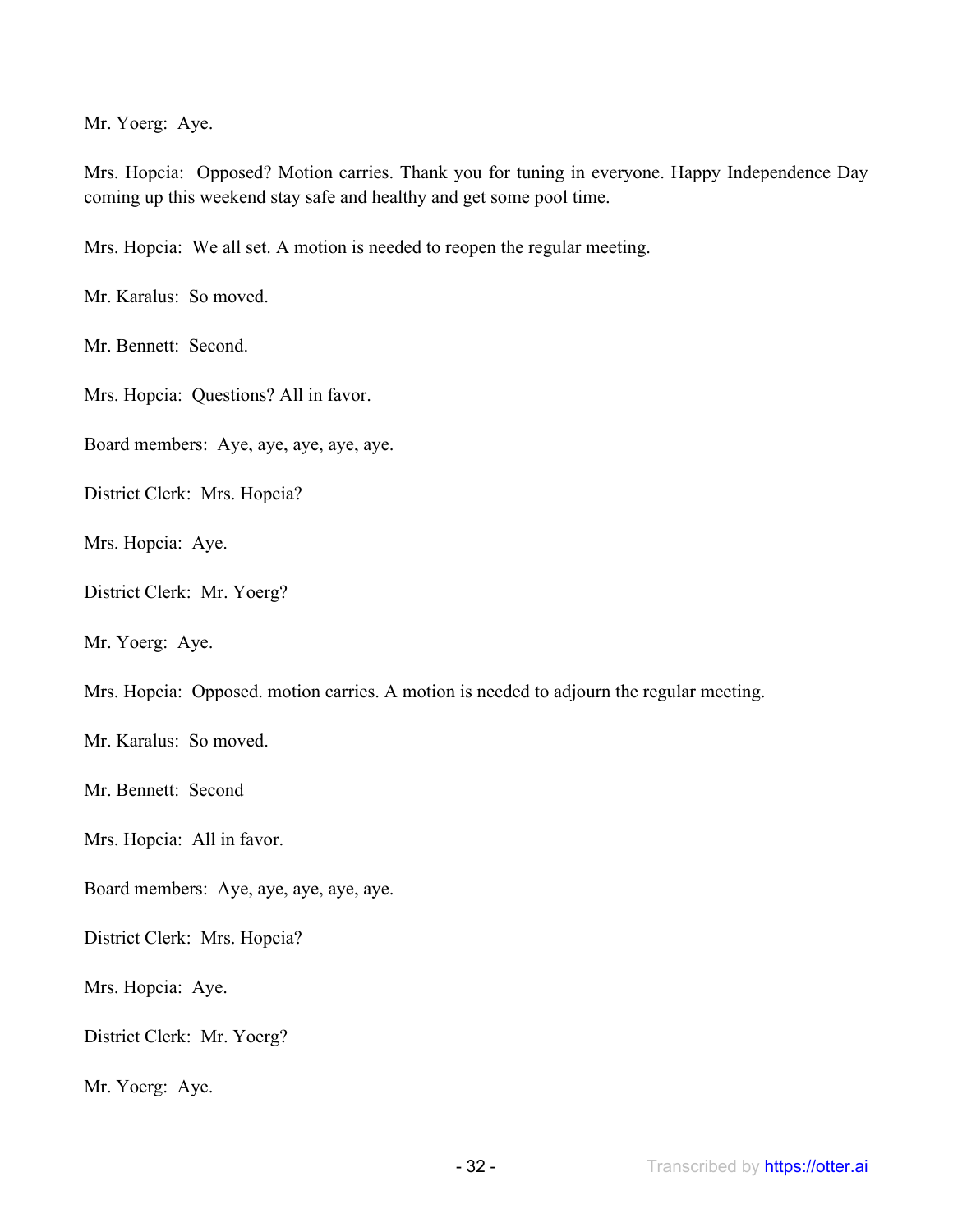Mr. Yoerg: Aye.

Mrs. Hopcia: Opposed? Motion carries. Thank you for tuning in everyone. Happy Independence Day coming up this weekend stay safe and healthy and get some pool time.

Mrs. Hopcia: We all set. A motion is needed to reopen the regular meeting.

Mr. Karalus: So moved.

Mr. Bennett: Second.

Mrs. Hopcia: Questions? All in favor.

Board members: Aye, aye, aye, aye, aye.

District Clerk: Mrs. Hopcia?

Mrs. Hopcia: Aye.

District Clerk: Mr. Yoerg?

Mr. Yoerg: Aye.

Mrs. Hopcia: Opposed. motion carries. A motion is needed to adjourn the regular meeting.

Mr. Karalus: So moved.

Mr. Bennett: Second

Mrs. Hopcia: All in favor.

Board members: Aye, aye, aye, aye, aye.

District Clerk: Mrs. Hopcia?

Mrs. Hopcia: Aye.

District Clerk: Mr. Yoerg?

Mr. Yoerg: Aye.

Transcribed by https://otter.ai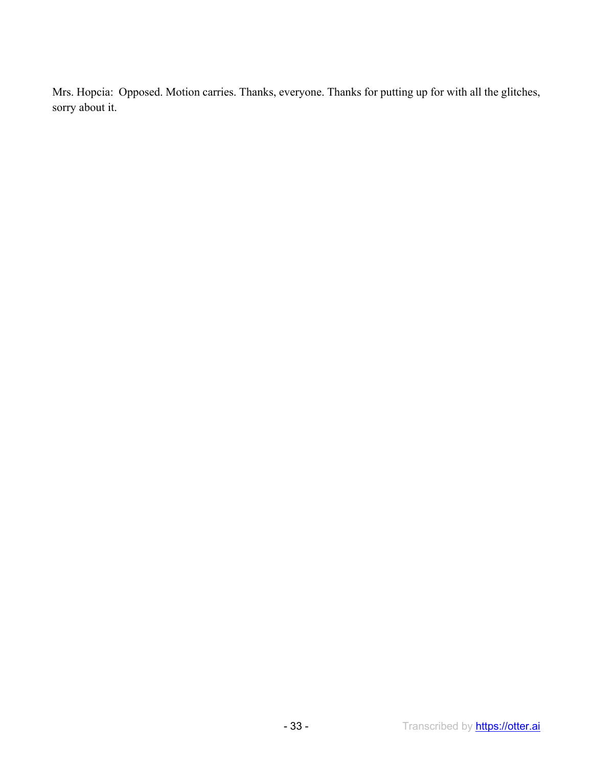Mrs. Hopcia: Opposed. Motion carries. Thanks, everyone. Thanks for putting up for with all the glitches, sorry about it.